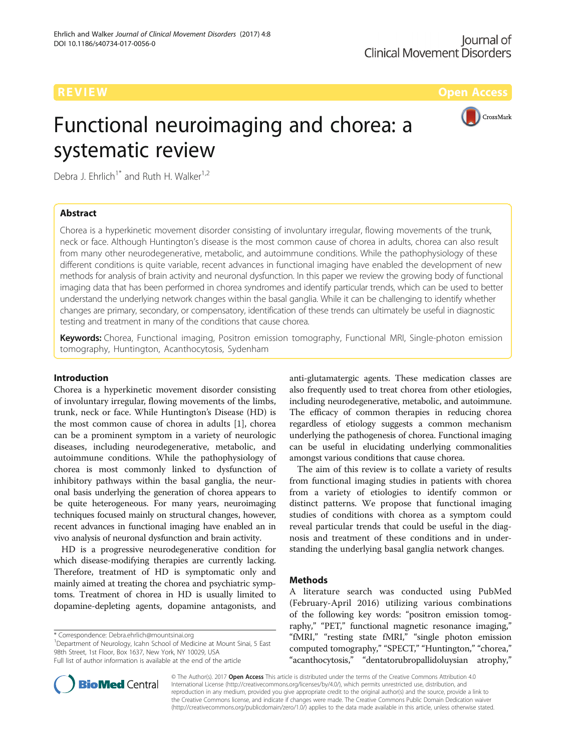REVIEW

Open Access

# Functional neuroimaging and chorea: a systematic review

Debra J. Ehrlich[1*] and Ruth H. Walker[1,2]

## Abstract

Chorea is a hyperkinetic movement disorder consisting of involuntary irregular, flowing movements of the trunk, neck or face. Although Huntington's disease is the most common cause of chorea in adults, chorea can also result from many other neurodegenerative, metabolic, and autoimmune conditions. While the pathophysiology of these different conditions is quite variable, recent advances in functional imaging have enabled the development of new methods for analysis of brain activity and neuronal dysfunction. In this paper we review the growing body of functional imaging data that has been performed in chorea syndromes and identify particular trends, which can be used to better understand the underlying network changes within the basal ganglia. While it can be challenging to identify whether changes are primary, secondary, or compensatory, identification of these trends can ultimately be useful in diagnostic testing and treatment in many of the conditions that cause chorea.

**Keywords:** Chorea, Functional imaging, Positron emission tomography, Functional MRI, Single-photon emission tomography, Huntington, Acanthocytosis, Sydenham

## Introduction

Chorea is a hyperkinetic movement disorder consisting of involuntary irregular, flowing movements of the limbs, trunk, neck or face. While Huntington's Disease (HD) is the most common cause of chorea in adults [1], chorea can be a prominent symptom in a variety of neurologic diseases, including neurodegenerative, metabolic, and autoimmune conditions. While the pathophysiology of chorea is most commonly linked to dysfunction of inhibitory pathways within the basal ganglia, the neuronal basis underlying the generation of chorea appears to be quite heterogeneous. For many years, neuroimaging techniques focused mainly on structural changes, however, recent advances in functional imaging have enabled an in vivo analysis of neuronal dysfunction and brain activity.

HD is a progressive neurodegenerative condition for which disease-modifying therapies are currently lacking. Therefore, treatment of HD is symptomatic only and mainly aimed at treating the chorea and psychiatric symptoms. Treatment of chorea in HD is usually limited to dopamine-depleting agents, dopamine antagonists, and anti-glutamatergic agents. These medication classes are also frequently used to treat chorea from other etiologies, including neurodegenerative, metabolic, and autoimmune. The efficacy of common therapies in reducing chorea regardless of etiology suggests a common mechanism underlying the pathogenesis of chorea. Functional imaging can be useful in elucidating underlying commonalities amongst various conditions that cause chorea.

The aim of this review is to collate a variety of results from functional imaging studies in patients with chorea from a variety of etiologies to identify common or distinct patterns. We propose that functional imaging studies of conditions with chorea as a symptom could reveal particular trends that could be useful in the diagnosis and treatment of these conditions and in understanding the underlying basal ganglia network changes.

## Methods

A literature search was conducted using PubMed (February-April 2016) utilizing various combinations of the following key words: "positron emission tomography," "PET," functional magnetic resonance imaging," "fMRI," "resting state fMRI," "single photon emission computed tomography," "SPECT," "Huntington," "chorea," "acanthocytosis," "dentatorubropallidoluysian atrophy,"

* Correspondence: Debra.ehrlich@mountsinai.org
[1]Department of Neurology, Icahn School of Medicine at Mount Sinai, 5 East 98th Street, 1st Floor, Box 1637, New York, NY 10029, USA
Full list of author information is available at the end of the article

© The Author(s). 2017 **Open Access** This article is distributed under the terms of the Creative Commons Attribution 4.0 International License (http://creativecommons.org/licenses/by/4.0/), which permits unrestricted use, distribution, and reproduction in any medium, provided you give appropriate credit to the original author(s) and the source, provide a link to the Creative Commons license, and indicate if changes were made. The Creative Commons Public Domain Dedication waiver (http://creativecommons.org/publicdomain/zero/1.0/) applies to the data made available in this article, unless otherwise stated.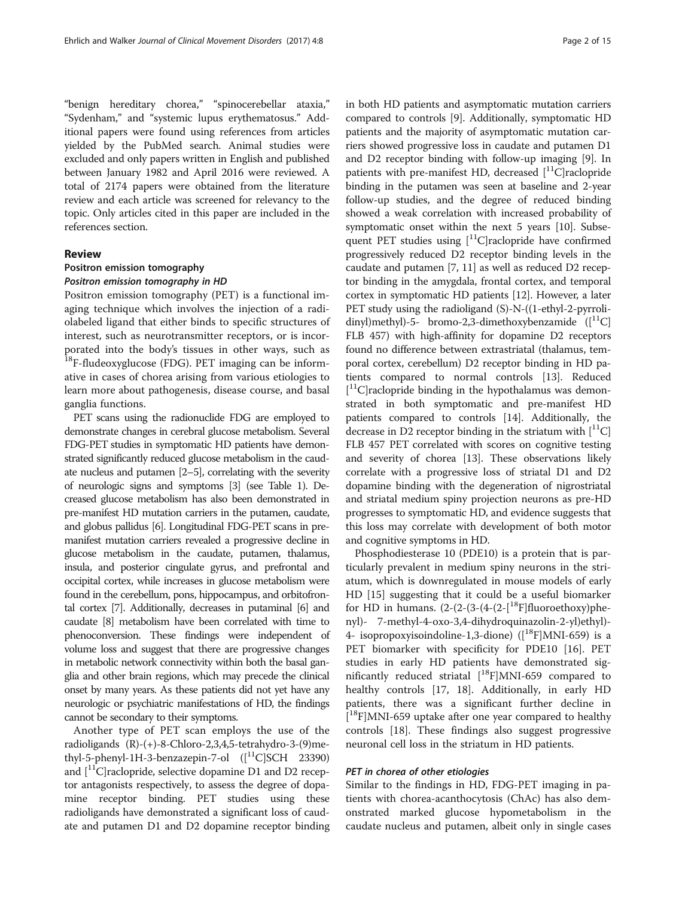"benign hereditary chorea," "spinocerebellar ataxia," "Sydenham," and "systemic lupus erythematosus." Additional papers were found using references from articles yielded by the PubMed search. Animal studies were excluded and only papers written in English and published between January 1982 and April 2016 were reviewed. A total of 2174 papers were obtained from the literature review and each article was screened for relevancy to the topic. Only articles cited in this paper are included in the references section.

## Review

### Positron emission tomography

#### *Positron emission tomography in HD*

Positron emission tomography (PET) is a functional imaging technique which involves the injection of a radiolabeled ligand that either binds to specific structures of interest, such as neurotransmitter receptors, or is incorporated into the body's tissues in other ways, such as $^{18}$F-fludeoxyglucose (FDG). PET imaging can be informative in cases of chorea arising from various etiologies to learn more about pathogenesis, disease course, and basal ganglia functions.

PET scans using the radionuclide FDG are employed to demonstrate changes in cerebral glucose metabolism. Several FDG-PET studies in symptomatic HD patients have demonstrated significantly reduced glucose metabolism in the caudate nucleus and putamen [2–5], correlating with the severity of neurologic signs and symptoms [3] (see Table 1). Decreased glucose metabolism has also been demonstrated in pre-manifest HD mutation carriers in the putamen, caudate, and globus pallidus [6]. Longitudinal FDG-PET scans in pre-manifest mutation carriers revealed a progressive decline in glucose metabolism in the caudate, putamen, thalamus, insula, and posterior cingulate gyrus, and prefrontal and occipital cortex, while increases in glucose metabolism were found in the cerebellum, pons, hippocampus, and orbitofrontal cortex [7]. Additionally, decreases in putaminal [6] and caudate [8] metabolism have been correlated with time to phenoconversion. These findings were independent of volume loss and suggest that there are progressive changes in metabolic network connectivity within both the basal ganglia and other brain regions, which may precede the clinical onset by many years. As these patients did not yet have any neurologic or psychiatric manifestations of HD, the findings cannot be secondary to their symptoms.

Another type of PET scan employs the use of the radioligands (R)-(+)-8-Chloro-2,3,4,5-tetrahydro-3-(9)methyl-5-phenyl-1H-3-benzazepin-7-ol ([$^{11}$C]SCH 23390) and [$^{11}$C]raclopride, selective dopamine D1 and D2 receptor antagonists respectively, to assess the degree of dopamine receptor binding. PET studies using these radioligands have demonstrated a significant loss of caudate and putamen D1 and D2 dopamine receptor binding in both HD patients and asymptomatic mutation carriers compared to controls [9]. Additionally, symptomatic HD patients and the majority of asymptomatic mutation carriers showed progressive loss in caudate and putamen D1 and D2 receptor binding with follow-up imaging [9]. In patients with pre-manifest HD, decreased [$^{11}$C]raclopride binding in the putamen was seen at baseline and 2-year follow-up studies, and the degree of reduced binding showed a weak correlation with increased probability of symptomatic onset within the next 5 years [10]. Subsequent PET studies using [$^{11}$C]raclopride have confirmed progressively reduced D2 receptor binding levels in the caudate and putamen [7, 11] as well as reduced D2 receptor binding in the amygdala, frontal cortex, and temporal cortex in symptomatic HD patients [12]. However, a later PET study using the radioligand (S)-N-((1-ethyl-2-pyrrolidinyl)methyl)-5- bromo-2,3-dimethoxybenzamide ([$^{11}$C] FLB 457) with high-affinity for dopamine D2 receptors found no difference between extrastriatal (thalamus, temporal cortex, cerebellum) D2 receptor binding in HD patients compared to normal controls [13]. Reduced [$^{11}$C]raclopride binding in the hypothalamus was demonstrated in both symptomatic and pre-manifest HD patients compared to controls [14]. Additionally, the decrease in D2 receptor binding in the striatum with [$^{11}$C] FLB 457 PET correlated with scores on cognitive testing and severity of chorea [13]. These observations likely correlate with a progressive loss of striatal D1 and D2 dopamine binding with the degeneration of nigrostriatal and striatal medium spiny projection neurons as pre-HD progresses to symptomatic HD, and evidence suggests that this loss may correlate with development of both motor and cognitive symptoms in HD.

Phosphodiesterase 10 (PDE10) is a protein that is particularly prevalent in medium spiny neurons in the striatum, which is downregulated in mouse models of early HD [15] suggesting that it could be a useful biomarker for HD in humans. (2-(2-(3-(4-(2-[$^{18}$F]fluoroethoxy)phenyl)- 7-methyl-4-oxo-3,4-dihydroquinazolin-2-yl)ethyl)-4- isopropoxyisoindoline-1,3-dione) ([$^{18}$F]MNI-659) is a PET biomarker with specificity for PDE10 [16]. PET studies in early HD patients have demonstrated significantly reduced striatal [$^{18}$F]MNI-659 compared to healthy controls [17, 18]. Additionally, in early HD patients, there was a significant further decline in [$^{18}$F]MNI-659 uptake after one year compared to healthy controls [18]. These findings also suggest progressive neuronal cell loss in the striatum in HD patients.

#### *PET in chorea of other etiologies*

Similar to the findings in HD, FDG-PET imaging in patients with chorea-acanthocytosis (ChAc) has also demonstrated marked glucose hypometabolism in the caudate nucleus and putamen, albeit only in single cases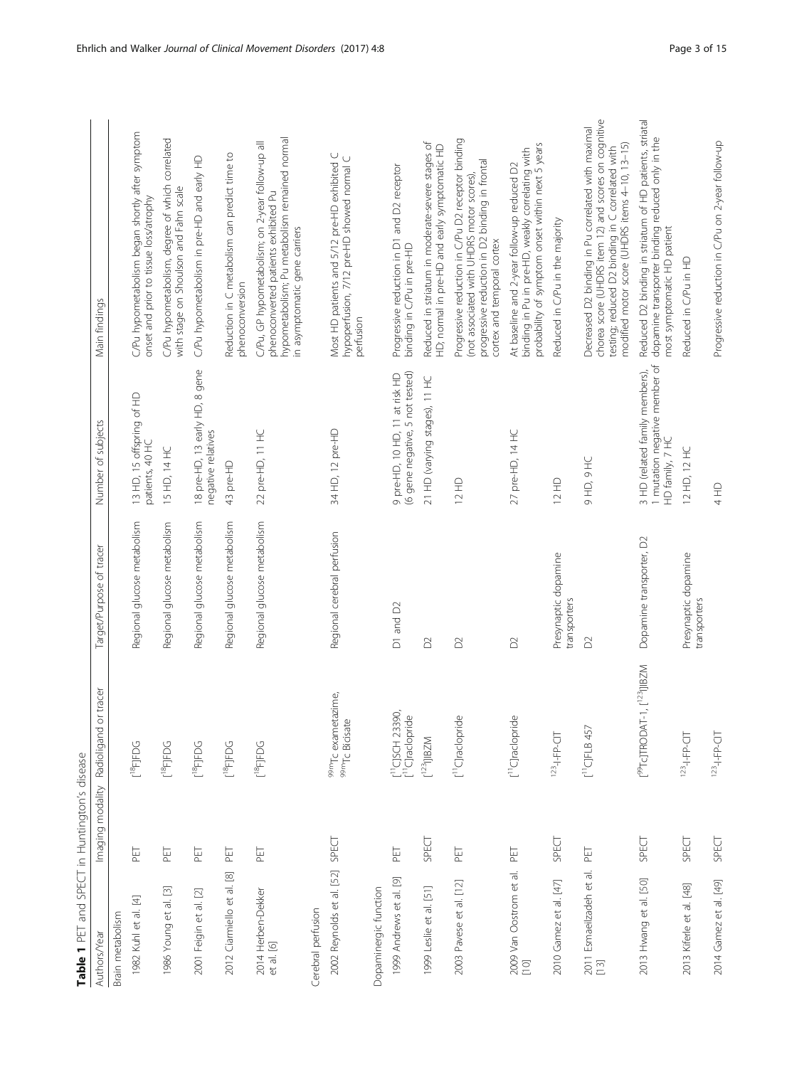**Table 1** PET and SPECT in Huntington's disease

| Authors/Year | Imaging modality | Radioligand or tracer | Target/Purpose of tracer | Number of subjects | Main findings |
|---|---|---|---|---|---|
| Brain metabolism | | | | | |
| 1982 Kuhl et al. [4] | PET | [$^{18}$F]FDG | Regional glucose metabolism | 13 HD, 15 offspring of HD patients, 40 HC | C/Pu hypometabolism began shortly after symptom onset and prior to tissue loss/atrophy |
| 1986 Young et al. [3] | PET | [$^{18}$F]FDG | Regional glucose metabolism | 15 HD, 14 HC | C/Pu hypometabolism, degree of which correlated with stage on Shoulson and Fahn scale |
| 2001 Feigin et al. [2] | PET | [$^{18}$F]FDG | Regional glucose metabolism | 18 pre-HD, 13 early HD, 8 gene negative relatives | C/Pu hypometabolism in pre-HD and early HD |
| 2012 Ciarmiello et al. [8] | PET | [$^{18}$F]FDG | Regional glucose metabolism | 43 pre-HD | Reduction in C metabolism can predict time to phenoconversion |
| 2014 Herben-Dekker et al. [6] | PET | [$^{18}$F]FDG | Regional glucose metabolism | 22 pre-HD, 11 HC | C/Pu, GP hypometabolism; on 2-year follow-up all phenoconverted patients exhibited Pu hypometabolism; Pu metabolism remained normal in asymptomatic gene carriers |
| Cerebral perfusion | | | | | |
| 2002 Reynolds et al. [52] | SPECT | $^{99m}$Tc exametazime, $^{99m}$Tc Bicisate | Regional cerebral perfusion | 34 HD, 12 pre-HD | Most HD patients and 5/12 pre-HD exhibited C hypoperfusion, 7/12 pre-HD showed normal C perfusion |
| Dopaminergic function | | | | | |
| 1999 Andrews et al. [9] | PET | [$^{11}$C]SCH 23390, [$^{11}$C]raclopride | D1 and D2 | 9 pre-HD, 10 HD, 11 at risk HD (6 gene negative, 5 not tested) | Progressive reduction in D1 and D2 receptor binding in C/Pu in pre-HD |
| 1999 Leslie et al. [51] | SPECT | [$^{123}$I]IBZM | D2 | 21 HD (varying stages), 11 HC | Reduced in striatum in moderate-severe stages of HD; normal in pre-HD and early symptomatic HD |
| 2003 Pavese et al. [12] | PET | [$^{11}$C]raclopride | D2 | 12 HD | Progressive reduction in C/Pu D2 receptor binding (not associated with UHDRS motor scores), progressive reduction in D2 binding in frontal cortex and temporal cortex |
| 2009 Van Oostrom et al. [10] | PET | [$^{11}$C]raclopride | D2 | 27 pre-HD, 14 HC | At baseline and 2-year follow-up reduced D2 binding in Pu in pre-HD, weakly correlating with probability of symptom onset within next 5 years |
| 2010 Gamez et al. [47] | SPECT | $^{123}$I-FP-CIT | Presynaptic dopamine transporters | 12 HD | Reduced in C/Pu in the majority |
| 2011 Esmaeilzadeh et al. [13] | PET | [$^{11}$C]FLB 457 | D2 | 9 HD, 9 HC | Decreased D2 binding in Pu correlated with maximal chorea score (UHDRS item 12) and scores on cognitive testing; reduced D2 binding in C correlated with modified motor score (UHDRS items 4–10, 13–15) |
| 2013 Hwang et al. [50] | SPECT | [$^{99}$Tc]TRODAT-1, [$^{123}$I]IBZM | Dopamine transporter, D2 | 3 HD (related family members), 1 mutation negative member of HD family, 7 HC | Reduced D2 binding in striatum of HD patients, striatal dopamine transporter binding reduced only in the most symptomatic HD patient |
| 2013 Kiferle et al. [48] | SPECT | $^{123}$I-FP-CIT | Presynaptic dopamine transporters | 12 HD, 12 HC | Reduced in C/Pu in HD |
| 2014 Gamez et al. [49] | SPECT | $^{123}$I-FP-CIT | | 4 HD | Progressive reduction in C/Pu on 2-year follow-up |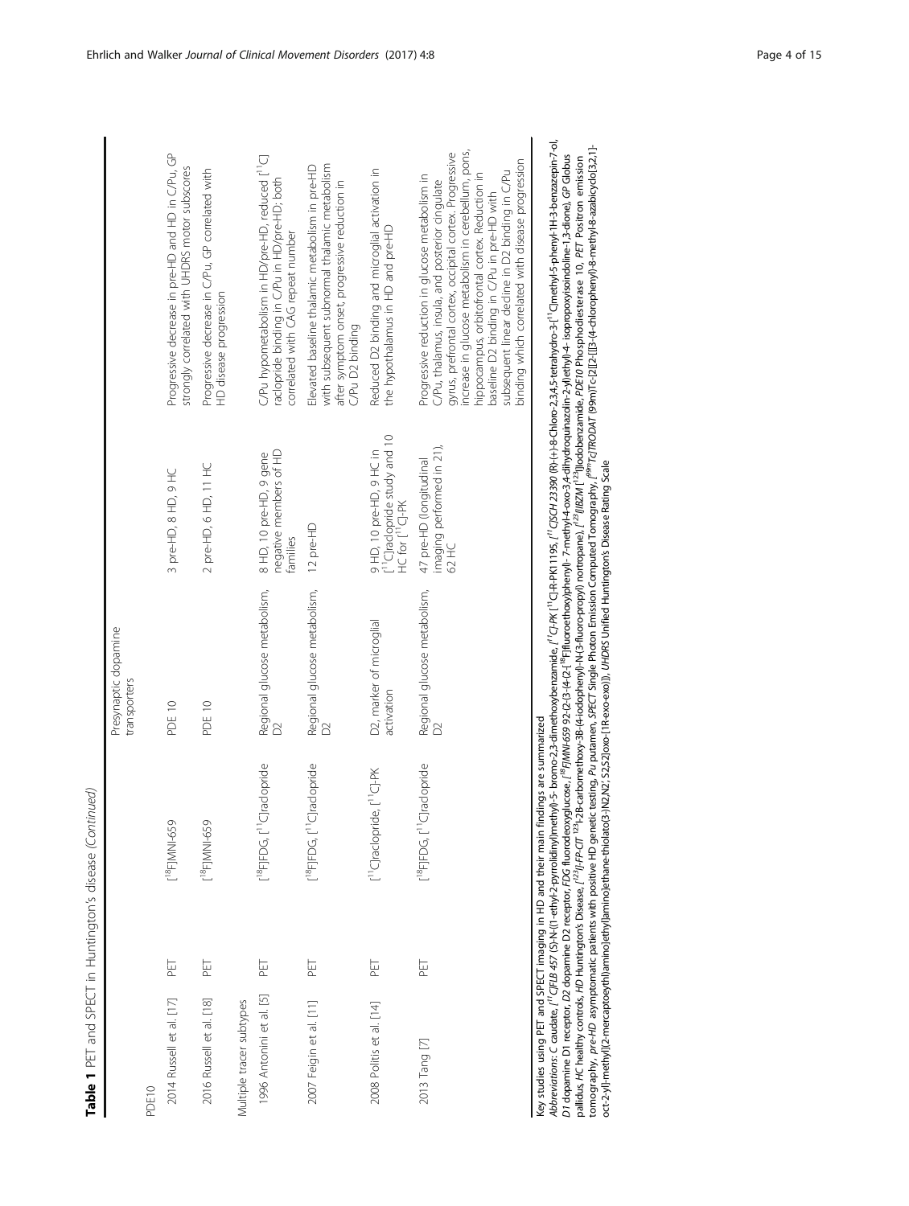**Table 1** PET and SPECT in Huntington's disease *(Continued)*

| | | | Presynaptic dopamine transporters | | |
|---|---|---|---|---|---|
| PDE10 | | | | | |
| 2014 Russell et al. [17] | PET | [$^{18}$F]MNI-659 | PDE 10 | 3 pre-HD, 8 HD, 9 HC | Progressive decrease in pre-HD and HD in C/Pu, GP strongly correlated with UHDRS motor subscores |
| 2016 Russell et al. [18] | PET | [$^{18}$F]MNI-659 | PDE 10 | 2 pre-HD, 6 HD, 11 HC | Progressive decrease in C/Pu, GP correlated with HD disease progression |
| Multiple tracer subtypes | | | | | |
| 1996 Antonini et al. [5] | PET | [$^{18}$F]FDG, [$^{11}$C]raclopride | Regional glucose metabolism, D2 | 8 HD, 10 pre-HD, 9 gene negative members of HD families | C/Pu hypometabolism in HD/pre-HD, reduced [$^{11}$C] raclopride binding in C/Pu in HD/pre-HD; both correlated with CAG repeat number |
| 2007 Feigin et al. [11] | PET | [$^{18}$F]FDG, [$^{11}$C]raclopride | Regional glucose metabolism, D2 | 12 pre-HD | Elevated baseline thalamic metabolism in pre-HD with subsequent subnormal thalamic metabolism after symptom onset, progressive reduction in C/Pu D2 binding |
| 2008 Politis et al. [14] | PET | [$^{11}$C]raclopride, [$^{11}$C]-PK | D2, marker of microglial activation | 9 HD, 10 pre-HD, 9 HC in [$^{11}$C]raclopride study and 10 HC for [$^{11}$C]-PK | Reduced D2 binding and microglial activation in the hypothalamus in HD and pre-HD |
| 2013 Tang [7] | PET | [$^{18}$F]FDG, [$^{11}$C]raclopride | Regional glucose metabolism, D2 | 47 pre-HD (longitudinal imaging performed in 21), 62 HC | Progressive reduction in glucose metabolism in C/Pu, thalamus, insula, and posterior cingulate gyrus, prefrontal cortex, occipital cortex. Progressive increase in glucose metabolism in cerebellum, pons, hippocampus, orbitofrontal cortex. Reduction in baseline D2 binding in C/Pu in pre-HD with subsequent linear decline in D2 binding in C/Pu binding which correlated with disease progression |

Key studies using PET and SPECT imaging in HD and their main findings are summarized

*Abbreviations*: *C* caudate, *[$^{11}$C]FLB 457* (S)-N-((1-ethyl-2-pyrrolidinyl)methyl)-5- bromo-2,3-dimethoxybenzamide, *[$^{11}$C]-PK* [$^{11}$C]-R-PK11195, *[$^{11}$C]SCH 23390* (R)-(+)-8-Chloro-2,3,4,5-tetrahydro-3-[$^{11}$C]methyl-5-phenyl-1H-3-benzazepin-7-ol, *D1* dopamine D1 receptor, *D2* dopamine D2 receptor, *FDG* fluorodeoxyglucose, *[$^{18}$F]MNI-659* 92-(2-(3-(4-(2-[$^{18}$F]fluoroethoxy)phenyl)- 7-methyl-4-oxo-3,4-dihydroquinazolin-2-yl)ethyl)-4- isopropoxyisoindoline-1,3-dione), *GP* Globus pallidus, *HC* healthy controls, *HD* Huntington's Disease, *[$^{123}$I]-FP-CIT* $^{123}$I-2β-carbomethoxy-3β-(4-iodophenyl)-N-(3-fluoro-propyl) nortropane), *[$^{123}$I]IBZM* [$^{123}$I]iodobenzamide, *PDE10* Phosphodiesterase 10, *PET* Positron emission tomography, *pre-HD* asymptomatic patients with positive HD genetic testing, *Pu* putamen, *SPECT* Single Photon Emission Computed Tomography, *[$^{99m}$Tc]TRODAT* (99m)Tc-[2[[2-[[[3-(4-chlorophenyl)-8-methyl-8-azabicyclo[3,2,1]-oct-2-yl]-methyl](2-mercaptoethyl)amino]ethyl]amino]ethane-thiolato(3-)N2,N2',S2,S2]oxo-[1R-exo-exo)]), *UHDRS* Unified Huntington's Disease Rating Scale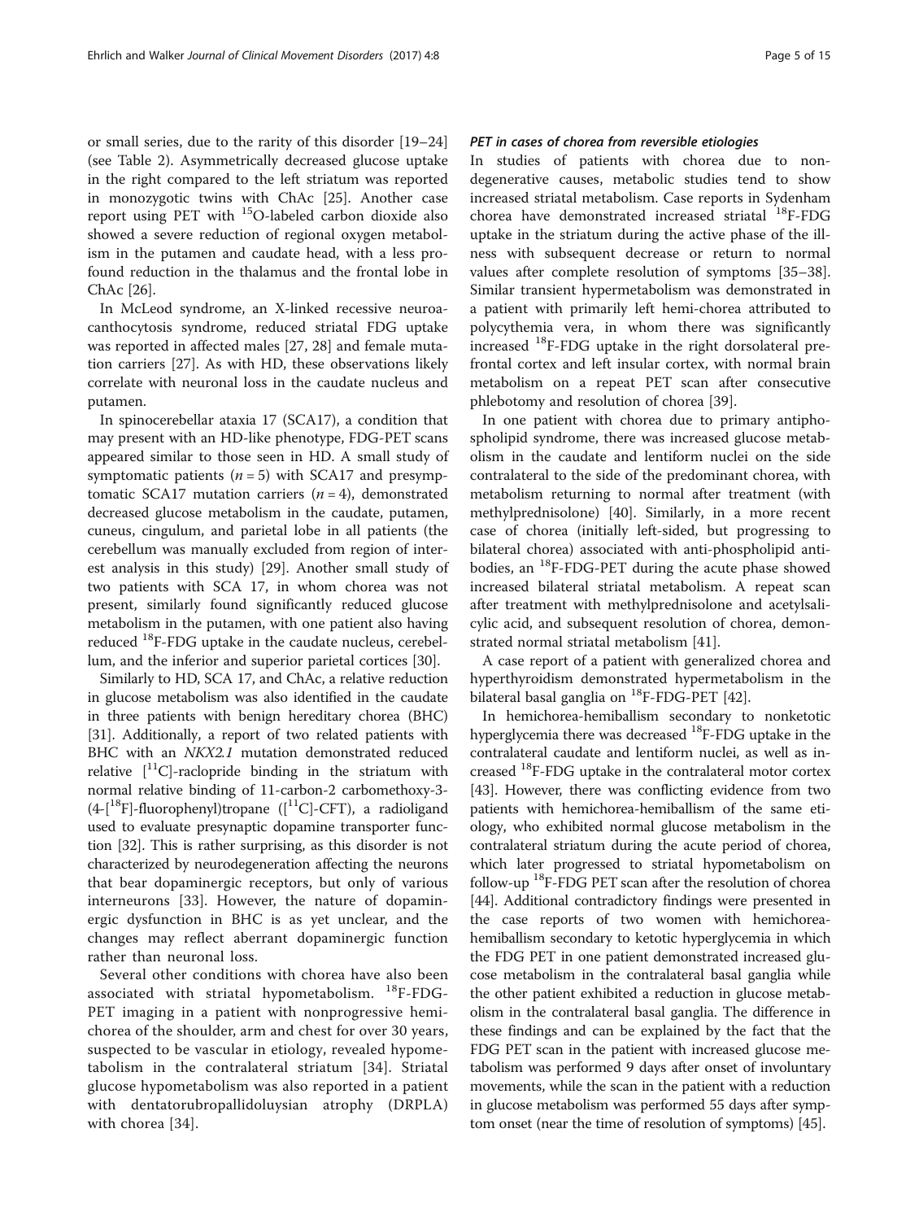or small series, due to the rarity of this disorder [19–24] (see Table 2). Asymmetrically decreased glucose uptake in the right compared to the left striatum was reported in monozygotic twins with ChAc [25]. Another case report using PET with $^{15}$O-labeled carbon dioxide also showed a severe reduction of regional oxygen metabolism in the putamen and caudate head, with a less profound reduction in the thalamus and the frontal lobe in ChAc [26].

In McLeod syndrome, an X-linked recessive neuroacanthocytosis syndrome, reduced striatal FDG uptake was reported in affected males [27, 28] and female mutation carriers [27]. As with HD, these observations likely correlate with neuronal loss in the caudate nucleus and putamen.

In spinocerebellar ataxia 17 (SCA17), a condition that may present with an HD-like phenotype, FDG-PET scans appeared similar to those seen in HD. A small study of symptomatic patients ($n = 5$) with SCA17 and presymptomatic SCA17 mutation carriers ($n = 4$), demonstrated decreased glucose metabolism in the caudate, putamen, cuneus, cingulum, and parietal lobe in all patients (the cerebellum was manually excluded from region of interest analysis in this study) [29]. Another small study of two patients with SCA 17, in whom chorea was not present, similarly found significantly reduced glucose metabolism in the putamen, with one patient also having reduced $^{18}$F-FDG uptake in the caudate nucleus, cerebellum, and the inferior and superior parietal cortices [30].

Similarly to HD, SCA 17, and ChAc, a relative reduction in glucose metabolism was also identified in the caudate in three patients with benign hereditary chorea (BHC) [31]. Additionally, a report of two related patients with BHC with an *NKX2.1* mutation demonstrated reduced relative [$^{11}$C]-raclopride binding in the striatum with normal relative binding of 11-carbon-2 carbomethoxy-3-(4-[$^{18}$F]-fluorophenyl)tropane ([$^{11}$C]-CFT), a radioligand used to evaluate presynaptic dopamine transporter function [32]. This is rather surprising, as this disorder is not characterized by neurodegeneration affecting the neurons that bear dopaminergic receptors, but only of various interneurons [33]. However, the nature of dopaminergic dysfunction in BHC is as yet unclear, and the changes may reflect aberrant dopaminergic function rather than neuronal loss.

Several other conditions with chorea have also been associated with striatal hypometabolism. $^{18}$F-FDG-PET imaging in a patient with nonprogressive hemichorea of the shoulder, arm and chest for over 30 years, suspected to be vascular in etiology, revealed hypometabolism in the contralateral striatum [34]. Striatal glucose hypometabolism was also reported in a patient with dentatorubropallidoluysian atrophy (DRPLA) with chorea [34].

### PET in cases of chorea from reversible etiologies

In studies of patients with chorea due to non-degenerative causes, metabolic studies tend to show increased striatal metabolism. Case reports in Sydenham chorea have demonstrated increased striatal $^{18}$F-FDG uptake in the striatum during the active phase of the illness with subsequent decrease or return to normal values after complete resolution of symptoms [35–38]. Similar transient hypermetabolism was demonstrated in a patient with primarily left hemi-chorea attributed to polycythemia vera, in whom there was significantly increased $^{18}$F-FDG uptake in the right dorsolateral prefrontal cortex and left insular cortex, with normal brain metabolism on a repeat PET scan after consecutive phlebotomy and resolution of chorea [39].

In one patient with chorea due to primary antiphospholipid syndrome, there was increased glucose metabolism in the caudate and lentiform nuclei on the side contralateral to the side of the predominant chorea, with metabolism returning to normal after treatment (with methylprednisolone) [40]. Similarly, in a more recent case of chorea (initially left-sided, but progressing to bilateral chorea) associated with anti-phospholipid antibodies, an $^{18}$F-FDG-PET during the acute phase showed increased bilateral striatal metabolism. A repeat scan after treatment with methylprednisolone and acetylsalicylic acid, and subsequent resolution of chorea, demonstrated normal striatal metabolism [41].

A case report of a patient with generalized chorea and hyperthyroidism demonstrated hypermetabolism in the bilateral basal ganglia on $^{18}$F-FDG-PET [42].

In hemichorea-hemiballism secondary to nonketotic hyperglycemia there was decreased $^{18}$F-FDG uptake in the contralateral caudate and lentiform nuclei, as well as increased $^{18}$F-FDG uptake in the contralateral motor cortex [43]. However, there was conflicting evidence from two patients with hemichorea-hemiballism of the same etiology, who exhibited normal glucose metabolism in the contralateral striatum during the acute period of chorea, which later progressed to striatal hypometabolism on follow-up $^{18}$F-FDG PET scan after the resolution of chorea [44]. Additional contradictory findings were presented in the case reports of two women with hemichorea-hemiballism secondary to ketotic hyperglycemia in which the FDG PET in one patient demonstrated increased glucose metabolism in the contralateral basal ganglia while the other patient exhibited a reduction in glucose metabolism in the contralateral basal ganglia. The difference in these findings and can be explained by the fact that the FDG PET scan in the patient with increased glucose metabolism was performed 9 days after onset of involuntary movements, while the scan in the patient with a reduction in glucose metabolism was performed 55 days after symptom onset (near the time of resolution of symptoms) [45].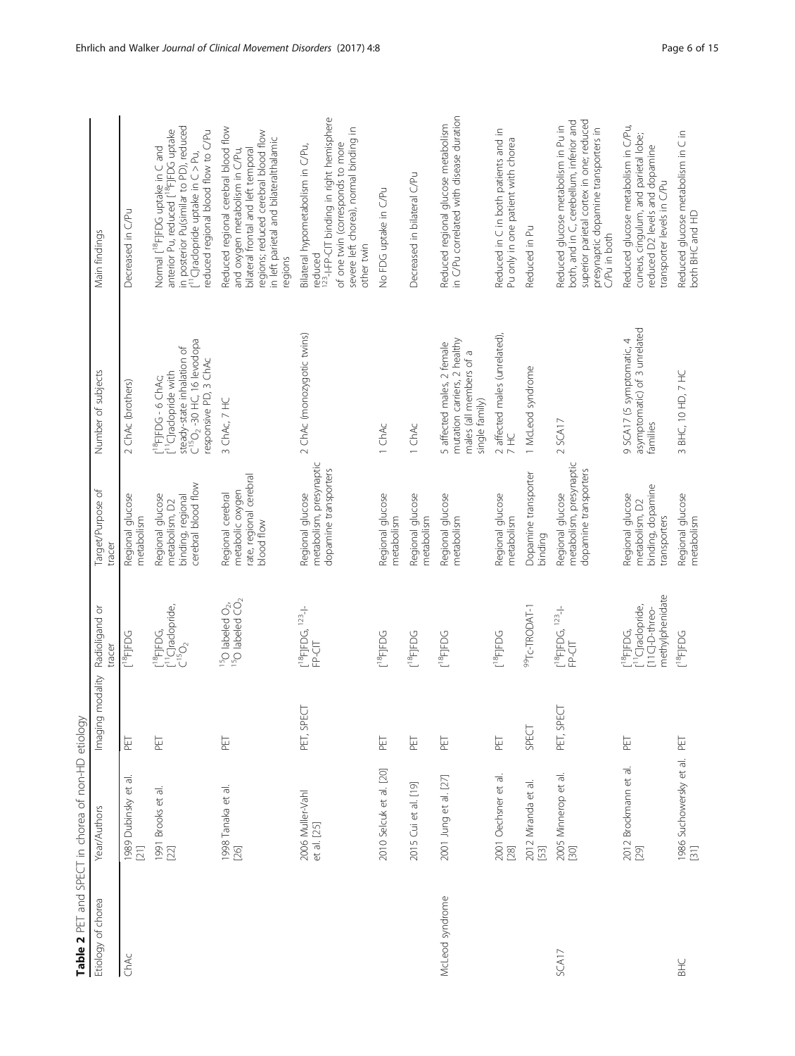**Table 2** PET and SPECT in chorea of non-HD etiology

| Etiology of chorea | Year/Authors | Imaging modality | Radioligand or tracer | Target/Purpose of tracer | Number of subjects | Main findings |
|---|---|---|---|---|---|---|
| ChAc | 1989 Dubinsky et al. [21] | PET | [$^{18}$F]FDG | Regional glucose metabolism | 2 ChAc (brothers) | Decreased in C/Pu |
| | 1991 Brooks et al. [22] | PET | [$^{18}$F]FDG, [$^{11}$C]raclopride, $C^{15}O_2$ | Regional glucose metabolism, D2 binding, regional cerebral blood flow | [$^{18}$F]FDG - 6 ChAc; [$^{11}$C]raclopride with steady-state inhalation of $C^{15}O_2$ -30 HC, 16 levodopa responsive PD, 3 ChAc | Normal [$^{18}$F]FDG uptake in C and anterior Pu, reduced [$^{18}$F]FDG uptake in posterior Pu(similar to PD), reduced [$^{11}$C]raclopride uptake in C > Pu, reduced regional blood flow to C/Pu |
| | 1998 Tanaka et al. [26] | PET | $^{15}$O labeled $O_2$, $^{15}$O labeled $CO_2$ | Regional cerebral metabolic oxygen rate, regional cerebral blood flow | 3 ChAc, 7 HC | Reduced regional cerebral blood flow and oxygen metabolism in C/Pu, bilateral frontal and left temporal regions; reduced cerebral blood flow in left parietal and bilateralthalamic regions |
| | 2006 Muller-Vahl et al. [25] | PET, SPECT | [$^{18}$F]FDG, $^{123}$-I-FP-CIT | Regional glucose metabolism, presynaptic dopamine transporters | 2 ChAc (monozygotic twins) | Bilateral hypometabolism in C/Pu, reduced $^{123}$-I-FP-CIT binding in right hemisphere of one twin (corresponds to more severe left chorea), normal binding in other twin |
| | 2010 Selcuk et al. [20] | PET | [$^{18}$F]FDG | Regional glucose metabolism | 1 ChAc | No FDG uptake in C/Pu |
| | 2015 Cui et al. [19] | PET | [$^{18}$F]FDG | Regional glucose metabolism | 1 ChAc | Decreased in bilateral C/Pu |
| McLeod syndrome | 2001 Jung et al. [27] | PET | [$^{18}$F]FDG | Regional glucose metabolism | 5 affected males, 2 female mutation carriers, 2 healthy males (all members of a single family) | Reduced regional glucose metabolism in C/Pu correlated with disease duration |
| | 2001 Oechsner et al. [28] | PET | [$^{18}$F]FDG | Regional glucose metabolism | 2 affected males (unrelated), 7 HC | Reduced in C in both patients and in Pu only in one patient with chorea |
| | 2012 Miranda et al. [53] | SPECT | $^{99}$Tc-TRODAT-1 | Dopamine transporter binding | 1 McLeod syndrome | Reduced in Pu |
| SCA17 | 2005 Minnerop et al. [30] | PET, SPECT | [$^{18}$F]FDG, $^{123}$-I-FP-CIT | Regional glucose metabolism, presynaptic dopamine transporters | 2 SCA17 | Reduced glucose metabolism in Pu in both, and in C, cerebellum, inferior and superior parietal cortex in one; reduced presynaptic dopamine transporters in C/Pu in both |
| | 2012 Brockmann et al. [29] | PET | [$^{18}$F]FDG, [$^{11}$C]raclopride, [11C]-D-threo-methylphenidate | Regional glucose metabolism, D2 binding, dopamine transporters | 9 SCA17 (5 symptomatic, 4 asymptomatic) of 3 unrelated families | Reduced glucose metabolism in C/Pu, cuneus, cingulum, and parietal lobe; reduced D2 levels and dopamine transporter levels in C/Pu |
| BHC | 1986 Suchowersky et al. [31] | PET | [$^{18}$F]FDG | Regional glucose metabolism | 3 BHC, 10 HD, 7 HC | Reduced glucose metabolism in C in both BHC and HD |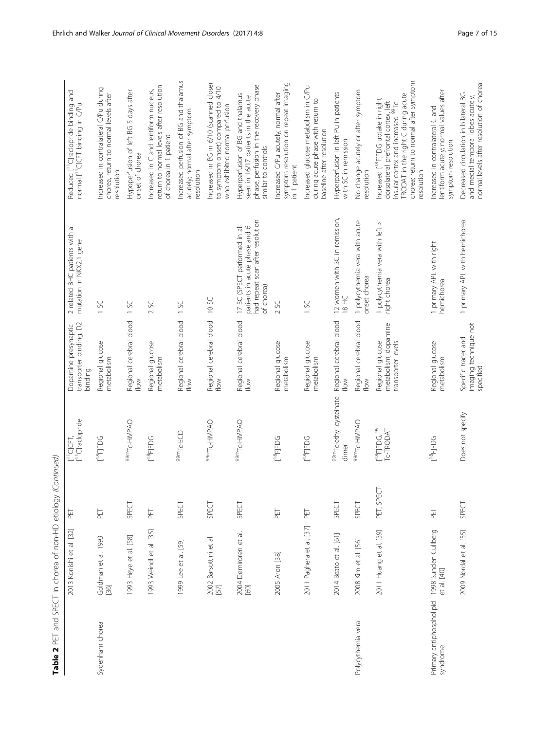**Table 2** PET and SPECT in chorea of non-HD etiology *(Continued)*

| | | | | | | | |
|---|---|---|---|---|---|---|---|
| | 2013 Konishi et al. [32] | PET | [[11]C]CFT, [[11]C]raclopride | Dopamine presynaptic transporter binding, D2 binding | 2 related BHC patients with a mutation in NKX2.1 gene | Reduced [[11]C]raclopride binding and normal [[11]C]CFT binding in C/Pu |
| Sydenham chorea | Goldman et al. 1993 [36] | PET | [[18]F]FDG | Regional glucose metabolism | 1 SC | Increased in contralateral C/Pu during chorea, return to normal levels after resolution |
| | 1993 Heye et al. [58] | SPECT | [99m]Tc-HMPAO | Regional cerebral blood flow | 1 SC | Hypoperfusion of left BG 5 days after onset of chorea |
| | 1993 Weindl et al. [35] | PET | [[18]F]FDG | Regional glucose metabolism | 2 SC | Increased in C and lentiform nucleus, return to normal levels after resolution of chorea in 1 patient |
| | 1999 Lee et al. [59] | SPECT | [99m]Tc-ECD | Regional cerebral blood flow | 1 SC | Increased perfusion of BG and thalamus acutely; normal after symptom resolution |
| | 2002 Barsottini et al. [57] | SPECT | [99m]Tc-HMPAO | Regional cerebral blood flow | 10 SC | Increased in BG in 6/10 (scanned closer to symptom onset) compared to 4/10 who exhibited normal perfusion |
| | 2004 Demiroren et al. [60] | SPECT | [99m]Tc-HMPAO | Regional cerebral blood flow | 17 SC (SPECT performed in all patients in acute phase and 6 had repeat scan after resolution of chorea) | Hyperperfusion of BG and thalamus seen in 16/17 patients in the acute phase, perfusion in the recovery phase similar to controls |
| | 2005 Aron [38] | PET | [[18]F]FDG | Regional glucose metabolism | 2 SC | Increased C/Pu acutely; normal after symptom resolution on repeat imaging in 1 patient |
| | 2011 Paghera et al. [37] | PET | [[18]F]FDG | Regional glucose metabolism | 1 SC | Increased glucose metabolism in C/Pu during acute phase with return to baseline after resolution |
| | 2014 Beato et al. [61] | SPECT | [99m]Tc-ethyl cysteinate dimer | Regional cerebral blood flow | 12 women with SC in remission, 18 HC | Hyperperfusion in left Pu in patients with SC in remission |
| Polycythemia vera | 2008 Kim et al. [56] | SPECT | [99m]Tc-HMPAO | Regional cerebral blood flow | 1 polycythemia vera with acute onset chorea | No change acutely or after symptom resolution |
| | 2011 Huang et al. [39] | PET, SPECT | [[18]F]FDG, [99]Tc-TRODAT | Regional glucose metabolism, dopamine transporter levels | 1 polycythemia vera with left > right chorea | Increased [[18]F]FDG uptake in right dorsolateral prefrontal cortex, left insular cortex and increased [99]Tc-TRODAT in the right C during acute chorea; return to normal after symptom resolution |
| Primary antiphospholipid syndrome | 1998 Sunden-Cullberg et al. [40] | PET | [[18]F]FDG | Regional glucose metabolism | 1 primary APL with right hemichorea | Increased in contralateral C and lentiform acutely; normal values after symptom resolution |
| | 2009 Nordal et al. [55] | SPECT | Does not specify | Specific tracer and imaging technique not specified | 1 primary APL with hemichorea | Decreased circulation in bilateral BG and medial temporal lobes acutely; normal levels after resolution of chorea |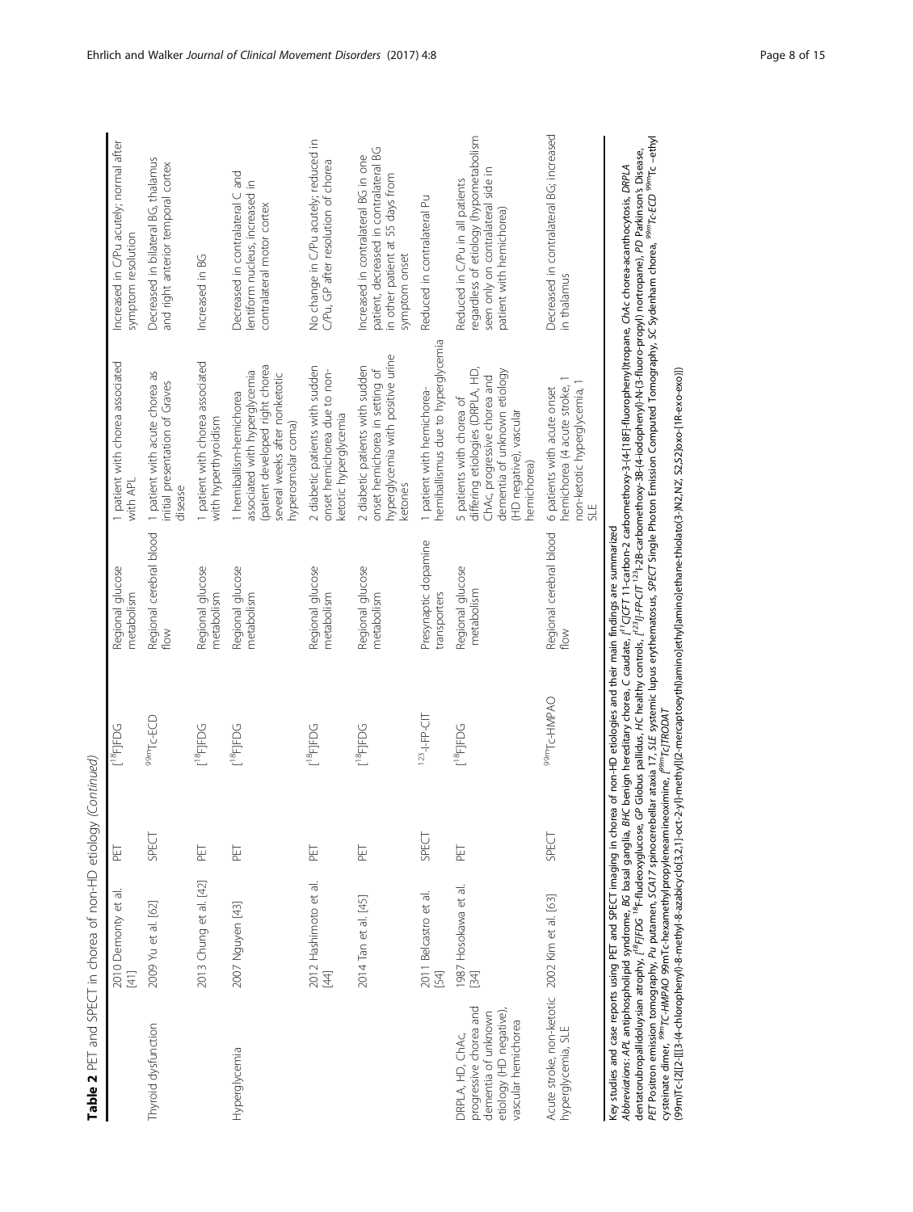**Table 2** PET and SPECT in chorea of non-HD etiology *(Continued)*

| | | | | | | |
|---|---|---|---|---|---|---|
| | 2010 Demonty et al. [41] | PET | [18F]FDG | Regional glucose metabolism | 1 patient with chorea associated with APL | Increased in C/Pu acutely; normal after symptom resolution |
| Thyroid dysfunction | 2009 Yu et al. [62] | SPECT | 99mTc-ECD | Regional cerebral blood flow | 1 patient with acute chorea as initial presentation of Graves disease | Decreased in bilateral BG, thalamus and right anterior temporal cortex |
| | 2013 Chung et al. [42] | PET | [18F]FDG | Regional glucose metabolism | 1 patient with chorea associated with hyperthyroidism | Increased in BG |
| Hyperglycemia | 2007 Nguyen [43] | PET | [18F]FDG | Regional glucose metabolism | 1 hemiballism-hemichorea associated with hyperglycemia (patient developed right chorea several weeks after nonketotic hyperosmolar coma) | Decreased in contralateral C and lentiform nucleus, increased in contralateral motor cortex |
| | 2012 Hashimoto et al. [44] | PET | [18F]FDG | Regional glucose metabolism | 2 diabetic patients with sudden onset hemichorea due to non-ketotic hyperglycemia | No change in C/Pu acutely; reduced in C/Pu, GP after resolution of chorea |
| | 2014 Tan et al. [45] | PET | [18F]FDG | Regional glucose metabolism | 2 diabetic patients with sudden onset hemichorea in setting of hyperglycemia with positive urine ketones | Increased in contralateral BG in one patient, decreased in contralateral BG in other patient at 55 days from symptom onset |
| | 2011 Belcastro et al. [54] | SPECT | 123I-FP-CIT | Presynaptic dopamine transporters | 1 patient with hemichorea-hemiballismus due to hyperglycemia | Reduced in contralateral Pu |
| DRPLA, HD, ChAc, progressive chorea and dementia of unknown etiology (HD negative), vascular hemichorea | 1987 Hosokawa et al. [34] | PET | [18F]FDG | Regional glucose metabolism | 5 patients with chorea of differing etiologies (DRPLA, HD, ChAc, progressive chorea and dementia of unknown etiology (HD negative), vascular hemichorea) | Reduced in C/Pu in all patients regardless of etiology (hypometabolism seen only on contralateral side in patient with hemichorea) |
| Acute stroke, non-ketotic hyperglycemia, SLE | 2002 Kim et al. [63] | SPECT | 99mTc-HMPAO | Regional cerebral blood flow | 6 patients with acute onset hemichorea (4 acute stroke, 1 non-ketotic hyperglycemia, 1 SLE | Decreased in contralateral BG; increased in thalamus |

Key studies and case reports using PET and SPECT imaging in chorea of non-HD etiologies and their main findings are summarized

*Abbreviations*: *APL* antiphospholipid syndrome, *BG* basal ganglia, *BHC* benign hereditary chorea, *C* caudate, *[11C]CFT* 11-carbon-2 carbomethoxy-3-(4-[18F]-fluorophenyl)tropane, *ChAc* chorea-acanthocytosis, *DRPLA* dentatorubropallidoluysian atrophy, *[18F]FDG* 18F-fludeoxyglucose, *GP* Globus pallidus, *HC* healthy controls, *[123I]-FP-CIT* 123I-2B-carbomethoxy-3B-(4-iodophenyl)-N-(3-fluoro-propyl) nortropane), *PD* Parkinson's Disease, *PET* Positron emission tomography, *Pu* putamen, *SCA17* spinocerebellar ataxia 17, *SLE* systemic lupus erythematosus, *SPECT* Single Photon Emission Computed Tomography, *SC* Sydenham chorea, *99mTc-ECD* 99mTc –ethyl cysteinate dimer, *99mTC-HMPAO* 99mTc-hexamethylpropyleneamineoxime, *[99mTc]TRODAT* (99m)Tc-[2[[2-[[[3-(4-chlorophenyl)-8-methyl-8-azabicyclo[3,2,1]-oct-2-yl]-methyl](2-mercaptoethyl)amino]ethyl]amino]ethane-thiolato(3-)N2,N2′, S2,S2]oxo-[1R-exo-exo)])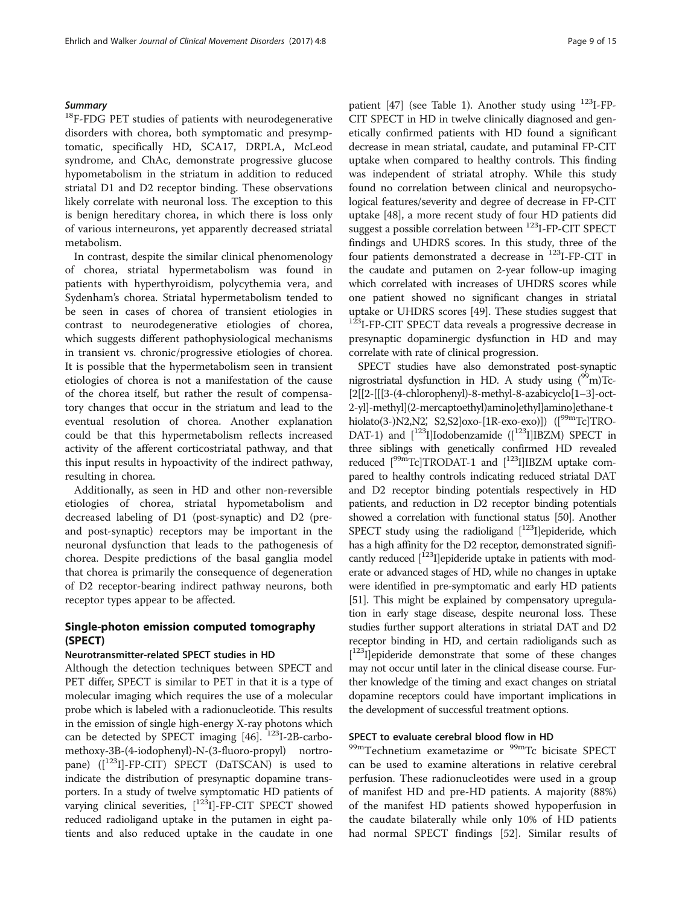### *Summary*

$^{18}$F-FDG PET studies of patients with neurodegenerative disorders with chorea, both symptomatic and presymptomatic, specifically HD, SCA17, DRPLA, McLeod syndrome, and ChAc, demonstrate progressive glucose hypometabolism in the striatum in addition to reduced striatal D1 and D2 receptor binding. These observations likely correlate with neuronal loss. The exception to this is benign hereditary chorea, in which there is loss only of various interneurons, yet apparently decreased striatal metabolism.

In contrast, despite the similar clinical phenomenology of chorea, striatal hypermetabolism was found in patients with hyperthyroidism, polycythemia vera, and Sydenham's chorea. Striatal hypermetabolism tended to be seen in cases of chorea of transient etiologies in contrast to neurodegenerative etiologies of chorea, which suggests different pathophysiological mechanisms in transient vs. chronic/progressive etiologies of chorea. It is possible that the hypermetabolism seen in transient etiologies of chorea is not a manifestation of the cause of the chorea itself, but rather the result of compensatory changes that occur in the striatum and lead to the eventual resolution of chorea. Another explanation could be that this hypermetabolism reflects increased activity of the afferent corticostriatal pathway, and that this input results in hypoactivity of the indirect pathway, resulting in chorea.

Additionally, as seen in HD and other non-reversible etiologies of chorea, striatal hypometabolism and decreased labeling of D1 (post-synaptic) and D2 (pre- and post-synaptic) receptors may be important in the neuronal dysfunction that leads to the pathogenesis of chorea. Despite predictions of the basal ganglia model that chorea is primarily the consequence of degeneration of D2 receptor-bearing indirect pathway neurons, both receptor types appear to be affected.

## Single-photon emission computed tomography (SPECT)

### Neurotransmitter-related SPECT studies in HD

Although the detection techniques between SPECT and PET differ, SPECT is similar to PET in that it is a type of molecular imaging which requires the use of a molecular probe which is labeled with a radionucleotide. This results in the emission of single high-energy X-ray photons which can be detected by SPECT imaging [46]. $^{123}$I-2B-carbomethoxy-3B-(4-iodophenyl)-N-(3-fluoro-propyl) nortropane) ([$^{123}$I]-FP-CIT) SPECT (DaTSCAN) is used to indicate the distribution of presynaptic dopamine transporters. In a study of twelve symptomatic HD patients of varying clinical severities, [$^{123}$I]-FP-CIT SPECT showed reduced radioligand uptake in the putamen in eight patients and also reduced uptake in the caudate in one patient [47] (see Table 1). Another study using $^{123}$I-FP-CIT SPECT in HD in twelve clinically diagnosed and genetically confirmed patients with HD found a significant decrease in mean striatal, caudate, and putaminal FP-CIT uptake when compared to healthy controls. This finding was independent of striatal atrophy. While this study found no correlation between clinical and neuropsychological features/severity and degree of decrease in FP-CIT uptake [48], a more recent study of four HD patients did suggest a possible correlation between $^{123}$I-FP-CIT SPECT findings and UHDRS scores. In this study, three of the four patients demonstrated a decrease in $^{123}$I-FP-CIT in the caudate and putamen on 2-year follow-up imaging which correlated with increases of UHDRS scores while one patient showed no significant changes in striatal uptake or UHDRS scores [49]. These studies suggest that $^{123}$I-FP-CIT SPECT data reveals a progressive decrease in presynaptic dopaminergic dysfunction in HD and may correlate with rate of clinical progression.

SPECT studies have also demonstrated post-synaptic nigrostriatal dysfunction in HD. A study using ($^{99}$m)Tc-[2[[2-[[[3-(4-chlorophenyl)-8-methyl-8-azabicyclo[1–3]-oct-2-yl]-methyl](2-mercaptoethyl)amino]ethyl]amino]ethane-thiolato(3-)N2,N2', S2,S2]oxo-[1R-exo-exo)]) ([$^{99m}$Tc]TRODAT-1) and [$^{123}$I]Iodobenzamide ([$^{123}$I]IBZM) SPECT in three siblings with genetically confirmed HD revealed reduced [$^{99m}$Tc]TRODAT-1 and [$^{123}$I]IBZM uptake compared to healthy controls indicating reduced striatal DAT and D2 receptor binding potentials respectively in HD patients, and reduction in D2 receptor binding potentials showed a correlation with functional status [50]. Another SPECT study using the radioligand [$^{123}$I]epideride, which has a high affinity for the D2 receptor, demonstrated significantly reduced [$^{123}$I]epideride uptake in patients with moderate or advanced stages of HD, while no changes in uptake were identified in pre-symptomatic and early HD patients [51]. This might be explained by compensatory upregulation in early stage disease, despite neuronal loss. These studies further support alterations in striatal DAT and D2 receptor binding in HD, and certain radioligands such as [$^{123}$I]epideride demonstrate that some of these changes may not occur until later in the clinical disease course. Further knowledge of the timing and exact changes on striatal dopamine receptors could have important implications in the development of successful treatment options.

### SPECT to evaluate cerebral blood flow in HD

$^{99m}$Technetium exametazime or $^{99m}$Tc bicisate SPECT can be used to examine alterations in relative cerebral perfusion. These radionucleotides were used in a group of manifest HD and pre-HD patients. A majority (88%) of the manifest HD patients showed hypoperfusion in the caudate bilaterally while only 10% of HD patients had normal SPECT findings [52]. Similar results of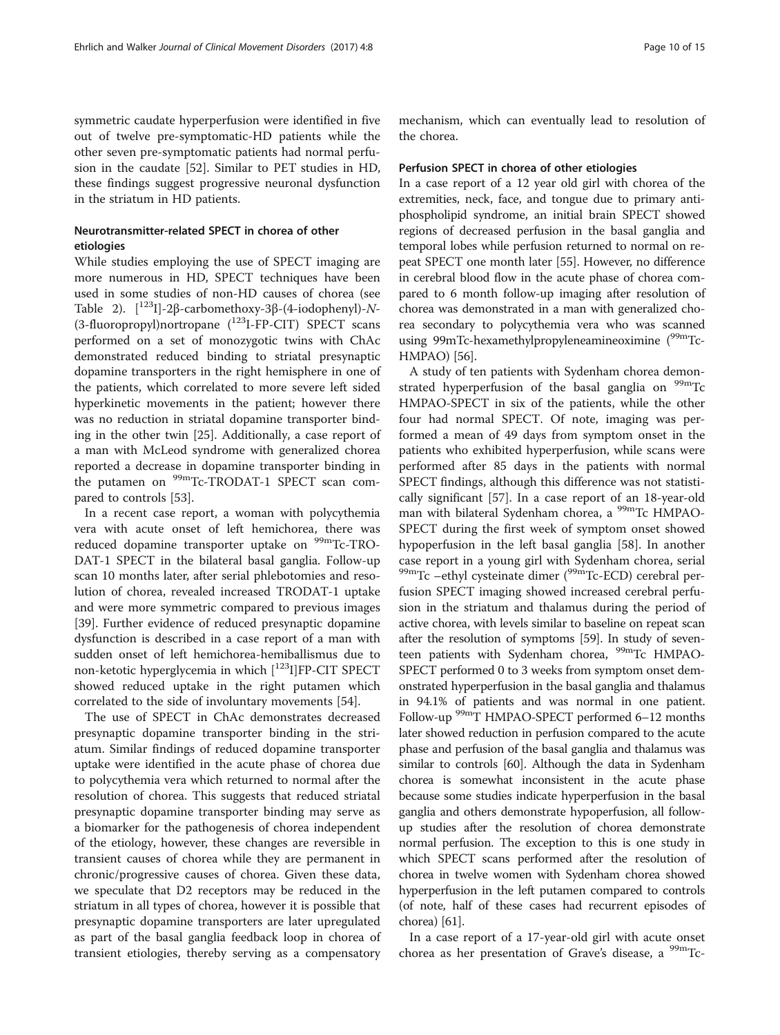symmetric caudate hyperperfusion were identified in five out of twelve pre-symptomatic-HD patients while the other seven pre-symptomatic patients had normal perfusion in the caudate [52]. Similar to PET studies in HD, these findings suggest progressive neuronal dysfunction in the striatum in HD patients.

### Neurotransmitter-related SPECT in chorea of other etiologies

While studies employing the use of SPECT imaging are more numerous in HD, SPECT techniques have been used in some studies of non-HD causes of chorea (see Table 2). [$^{123}$I]-2β-carbomethoxy-3β-(4-iodophenyl)-*N*-(3-fluoropropyl)nortropane ($^{123}$I-FP-CIT) SPECT scans performed on a set of monozygotic twins with ChAc demonstrated reduced binding to striatal presynaptic dopamine transporters in the right hemisphere in one of the patients, which correlated to more severe left sided hyperkinetic movements in the patient; however there was no reduction in striatal dopamine transporter binding in the other twin [25]. Additionally, a case report of a man with McLeod syndrome with generalized chorea reported a decrease in dopamine transporter binding in the putamen on $^{99m}$Tc-TRODAT-1 SPECT scan compared to controls [53].

In a recent case report, a woman with polycythemia vera with acute onset of left hemichorea, there was reduced dopamine transporter uptake on $^{99m}$Tc-TRODAT-1 SPECT in the bilateral basal ganglia. Follow-up scan 10 months later, after serial phlebotomies and resolution of chorea, revealed increased TRODAT-1 uptake and were more symmetric compared to previous images [39]. Further evidence of reduced presynaptic dopamine dysfunction is described in a case report of a man with sudden onset of left hemichorea-hemiballismus due to non-ketotic hyperglycemia in which [$^{123}$I]FP-CIT SPECT showed reduced uptake in the right putamen which correlated to the side of involuntary movements [54].

The use of SPECT in ChAc demonstrates decreased presynaptic dopamine transporter binding in the striatum. Similar findings of reduced dopamine transporter uptake were identified in the acute phase of chorea due to polycythemia vera which returned to normal after the resolution of chorea. This suggests that reduced striatal presynaptic dopamine transporter binding may serve as a biomarker for the pathogenesis of chorea independent of the etiology, however, these changes are reversible in transient causes of chorea while they are permanent in chronic/progressive causes of chorea. Given these data, we speculate that D2 receptors may be reduced in the striatum in all types of chorea, however it is possible that presynaptic dopamine transporters are later upregulated as part of the basal ganglia feedback loop in chorea of transient etiologies, thereby serving as a compensatory mechanism, which can eventually lead to resolution of the chorea.

### Perfusion SPECT in chorea of other etiologies

In a case report of a 12 year old girl with chorea of the extremities, neck, face, and tongue due to primary antiphospholipid syndrome, an initial brain SPECT showed regions of decreased perfusion in the basal ganglia and temporal lobes while perfusion returned to normal on repeat SPECT one month later [55]. However, no difference in cerebral blood flow in the acute phase of chorea compared to 6 month follow-up imaging after resolution of chorea was demonstrated in a man with generalized chorea secondary to polycythemia vera who was scanned using 99mTc-hexamethylpropyleneamineoximine ($^{99m}$Tc-HMPAO) [56].

A study of ten patients with Sydenham chorea demonstrated hyperperfusion of the basal ganglia on $^{99m}$Tc HMPAO-SPECT in six of the patients, while the other four had normal SPECT. Of note, imaging was performed a mean of 49 days from symptom onset in the patients who exhibited hyperperfusion, while scans were performed after 85 days in the patients with normal SPECT findings, although this difference was not statistically significant [57]. In a case report of an 18-year-old man with bilateral Sydenham chorea, a $^{99m}$Tc HMPAO-SPECT during the first week of symptom onset showed hypoperfusion in the left basal ganglia [58]. In another case report in a young girl with Sydenham chorea, serial $^{99m}$Tc –ethyl cysteinate dimer ($^{99m}$Tc-ECD) cerebral perfusion SPECT imaging showed increased cerebral perfusion in the striatum and thalamus during the period of active chorea, with levels similar to baseline on repeat scan after the resolution of symptoms [59]. In study of seventeen patients with Sydenham chorea, $^{99m}$Tc HMPAO-SPECT performed 0 to 3 weeks from symptom onset demonstrated hyperperfusion in the basal ganglia and thalamus in 94.1% of patients and was normal in one patient. Follow-up $^{99m}$T HMPAO-SPECT performed 6–12 months later showed reduction in perfusion compared to the acute phase and perfusion of the basal ganglia and thalamus was similar to controls [60]. Although the data in Sydenham chorea is somewhat inconsistent in the acute phase because some studies indicate hyperperfusion in the basal ganglia and others demonstrate hypoperfusion, all follow-up studies after the resolution of chorea demonstrate normal perfusion. The exception to this is one study in which SPECT scans performed after the resolution of chorea in twelve women with Sydenham chorea showed hyperperfusion in the left putamen compared to controls (of note, half of these cases had recurrent episodes of chorea) [61].

In a case report of a 17-year-old girl with acute onset chorea as her presentation of Grave's disease, a $^{99m}$Tc-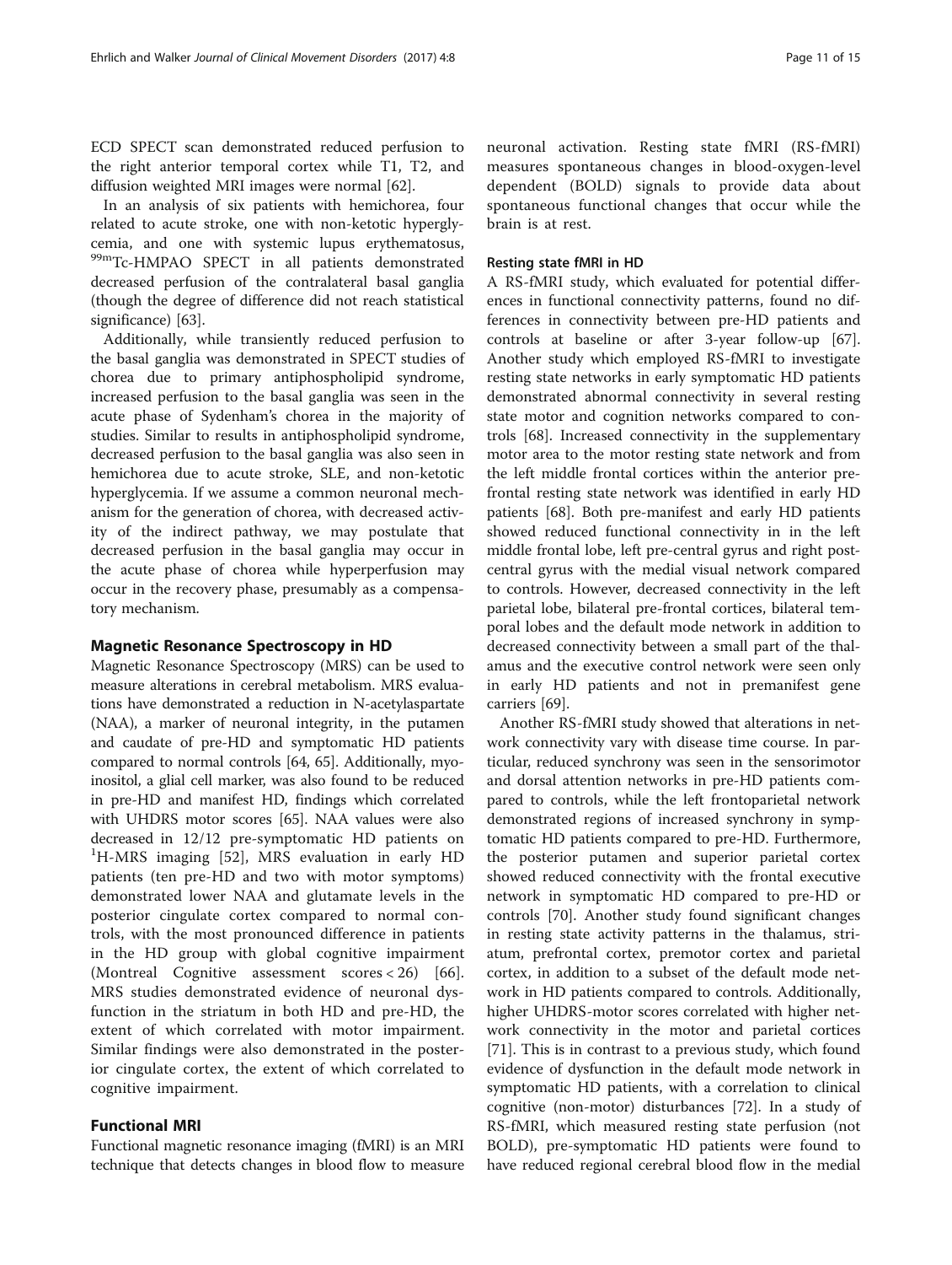ECD SPECT scan demonstrated reduced perfusion to the right anterior temporal cortex while T1, T2, and diffusion weighted MRI images were normal [62].

In an analysis of six patients with hemichorea, four related to acute stroke, one with non-ketotic hyperglycemia, and one with systemic lupus erythematosus, $^{99m}$Tc-HMPAO SPECT in all patients demonstrated decreased perfusion of the contralateral basal ganglia (though the degree of difference did not reach statistical significance) [63].

Additionally, while transiently reduced perfusion to the basal ganglia was demonstrated in SPECT studies of chorea due to primary antiphospholipid syndrome, increased perfusion to the basal ganglia was seen in the acute phase of Sydenham's chorea in the majority of studies. Similar to results in antiphospholipid syndrome, decreased perfusion to the basal ganglia was also seen in hemichorea due to acute stroke, SLE, and non-ketotic hyperglycemia. If we assume a common neuronal mechanism for the generation of chorea, with decreased activity of the indirect pathway, we may postulate that decreased perfusion in the basal ganglia may occur in the acute phase of chorea while hyperperfusion may occur in the recovery phase, presumably as a compensatory mechanism.

## Magnetic Resonance Spectroscopy in HD

Magnetic Resonance Spectroscopy (MRS) can be used to measure alterations in cerebral metabolism. MRS evaluations have demonstrated a reduction in N-acetylaspartate (NAA), a marker of neuronal integrity, in the putamen and caudate of pre-HD and symptomatic HD patients compared to normal controls [64, 65]. Additionally, myo-inositol, a glial cell marker, was also found to be reduced in pre-HD and manifest HD, findings which correlated with UHDRS motor scores [65]. NAA values were also decreased in 12/12 pre-symptomatic HD patients on $^{1}$H-MRS imaging [52], MRS evaluation in early HD patients (ten pre-HD and two with motor symptoms) demonstrated lower NAA and glutamate levels in the posterior cingulate cortex compared to normal controls, with the most pronounced difference in patients in the HD group with global cognitive impairment (Montreal Cognitive assessment scores < 26) [66]. MRS studies demonstrated evidence of neuronal dysfunction in the striatum in both HD and pre-HD, the extent of which correlated with motor impairment. Similar findings were also demonstrated in the posterior cingulate cortex, the extent of which correlated to cognitive impairment.

## Functional MRI

Functional magnetic resonance imaging (fMRI) is an MRI technique that detects changes in blood flow to measure neuronal activation. Resting state fMRI (RS-fMRI) measures spontaneous changes in blood-oxygen-level dependent (BOLD) signals to provide data about spontaneous functional changes that occur while the brain is at rest.

### Resting state fMRI in HD

A RS-fMRI study, which evaluated for potential differences in functional connectivity patterns, found no differences in connectivity between pre-HD patients and controls at baseline or after 3-year follow-up [67]. Another study which employed RS-fMRI to investigate resting state networks in early symptomatic HD patients demonstrated abnormal connectivity in several resting state motor and cognition networks compared to controls [68]. Increased connectivity in the supplementary motor area to the motor resting state network and from the left middle frontal cortices within the anterior prefrontal resting state network was identified in early HD patients [68]. Both pre-manifest and early HD patients showed reduced functional connectivity in in the left middle frontal lobe, left pre-central gyrus and right post-central gyrus with the medial visual network compared to controls. However, decreased connectivity in the left parietal lobe, bilateral pre-frontal cortices, bilateral temporal lobes and the default mode network in addition to decreased connectivity between a small part of the thalamus and the executive control network were seen only in early HD patients and not in premanifest gene carriers [69].

Another RS-fMRI study showed that alterations in network connectivity vary with disease time course. In particular, reduced synchrony was seen in the sensorimotor and dorsal attention networks in pre-HD patients compared to controls, while the left frontoparietal network demonstrated regions of increased synchrony in symptomatic HD patients compared to pre-HD. Furthermore, the posterior putamen and superior parietal cortex showed reduced connectivity with the frontal executive network in symptomatic HD compared to pre-HD or controls [70]. Another study found significant changes in resting state activity patterns in the thalamus, striatum, prefrontal cortex, premotor cortex and parietal cortex, in addition to a subset of the default mode network in HD patients compared to controls. Additionally, higher UHDRS-motor scores correlated with higher network connectivity in the motor and parietal cortices [71]. This is in contrast to a previous study, which found evidence of dysfunction in the default mode network in symptomatic HD patients, with a correlation to clinical cognitive (non-motor) disturbances [72]. In a study of RS-fMRI, which measured resting state perfusion (not BOLD), pre-symptomatic HD patients were found to have reduced regional cerebral blood flow in the medial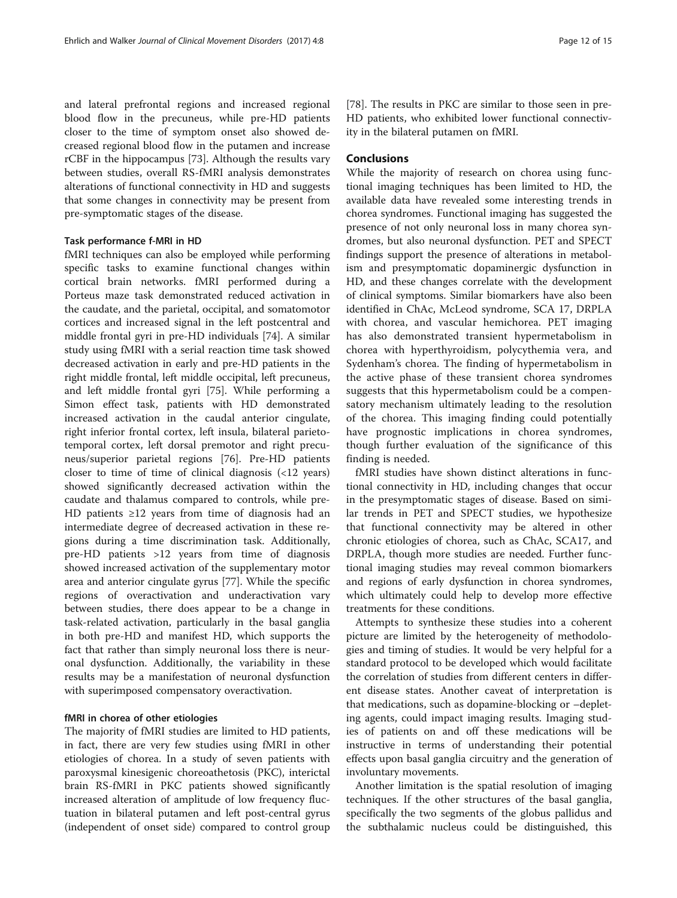and lateral prefrontal regions and increased regional blood flow in the precuneus, while pre-HD patients closer to the time of symptom onset also showed decreased regional blood flow in the putamen and increase rCBF in the hippocampus [73]. Although the results vary between studies, overall RS-fMRI analysis demonstrates alterations of functional connectivity in HD and suggests that some changes in connectivity may be present from pre-symptomatic stages of the disease.

#### Task performance f-MRI in HD

fMRI techniques can also be employed while performing specific tasks to examine functional changes within cortical brain networks. fMRI performed during a Porteus maze task demonstrated reduced activation in the caudate, and the parietal, occipital, and somatomotor cortices and increased signal in the left postcentral and middle frontal gyri in pre-HD individuals [74]. A similar study using fMRI with a serial reaction time task showed decreased activation in early and pre-HD patients in the right middle frontal, left middle occipital, left precuneus, and left middle frontal gyri [75]. While performing a Simon effect task, patients with HD demonstrated increased activation in the caudal anterior cingulate, right inferior frontal cortex, left insula, bilateral parietotemporal cortex, left dorsal premotor and right precuneus/superior parietal regions [76]. Pre-HD patients closer to time of time of clinical diagnosis (<12 years) showed significantly decreased activation within the caudate and thalamus compared to controls, while pre-HD patients ≥12 years from time of diagnosis had an intermediate degree of decreased activation in these regions during a time discrimination task. Additionally, pre-HD patients >12 years from time of diagnosis showed increased activation of the supplementary motor area and anterior cingulate gyrus [77]. While the specific regions of overactivation and underactivation vary between studies, there does appear to be a change in task-related activation, particularly in the basal ganglia in both pre-HD and manifest HD, which supports the fact that rather than simply neuronal loss there is neuronal dysfunction. Additionally, the variability in these results may be a manifestation of neuronal dysfunction with superimposed compensatory overactivation.

#### fMRI in chorea of other etiologies

The majority of fMRI studies are limited to HD patients, in fact, there are very few studies using fMRI in other etiologies of chorea. In a study of seven patients with paroxysmal kinesigenic choreoathetosis (PKC), interictal brain RS-fMRI in PKC patients showed significantly increased alteration of amplitude of low frequency fluctuation in bilateral putamen and left post-central gyrus (independent of onset side) compared to control group [78]. The results in PKC are similar to those seen in pre-HD patients, who exhibited lower functional connectivity in the bilateral putamen on fMRI.

## Conclusions

While the majority of research on chorea using functional imaging techniques has been limited to HD, the available data have revealed some interesting trends in chorea syndromes. Functional imaging has suggested the presence of not only neuronal loss in many chorea syndromes, but also neuronal dysfunction. PET and SPECT findings support the presence of alterations in metabolism and presymptomatic dopaminergic dysfunction in HD, and these changes correlate with the development of clinical symptoms. Similar biomarkers have also been identified in ChAc, McLeod syndrome, SCA 17, DRPLA with chorea, and vascular hemichorea. PET imaging has also demonstrated transient hypermetabolism in chorea with hyperthyroidism, polycythemia vera, and Sydenham's chorea. The finding of hypermetabolism in the active phase of these transient chorea syndromes suggests that this hypermetabolism could be a compensatory mechanism ultimately leading to the resolution of the chorea. This imaging finding could potentially have prognostic implications in chorea syndromes, though further evaluation of the significance of this finding is needed.

fMRI studies have shown distinct alterations in functional connectivity in HD, including changes that occur in the presymptomatic stages of disease. Based on similar trends in PET and SPECT studies, we hypothesize that functional connectivity may be altered in other chronic etiologies of chorea, such as ChAc, SCA17, and DRPLA, though more studies are needed. Further functional imaging studies may reveal common biomarkers and regions of early dysfunction in chorea syndromes, which ultimately could help to develop more effective treatments for these conditions.

Attempts to synthesize these studies into a coherent picture are limited by the heterogeneity of methodologies and timing of studies. It would be very helpful for a standard protocol to be developed which would facilitate the correlation of studies from different centers in different disease states. Another caveat of interpretation is that medications, such as dopamine-blocking or –depleting agents, could impact imaging results. Imaging studies of patients on and off these medications will be instructive in terms of understanding their potential effects upon basal ganglia circuitry and the generation of involuntary movements.

Another limitation is the spatial resolution of imaging techniques. If the other structures of the basal ganglia, specifically the two segments of the globus pallidus and the subthalamic nucleus could be distinguished, this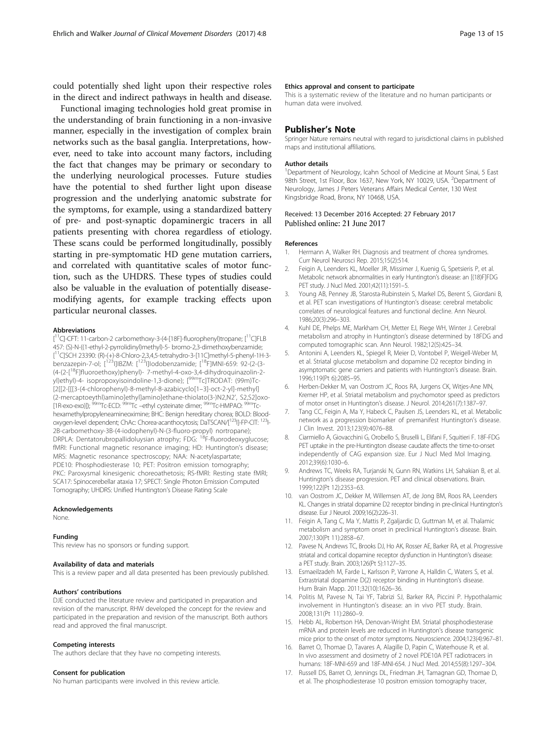could potentially shed light upon their respective roles in the direct and indirect pathways in health and disease.

Functional imaging technologies hold great promise in the understanding of brain functioning in a non-invasive manner, especially in the investigation of complex brain networks such as the basal ganglia. Interpretations, however, need to take into account many factors, including the fact that changes may be primary or secondary to the underlying neurological processes. Future studies have the potential to shed further light upon disease progression and the underlying anatomic substrate for the symptoms, for example, using a standardized battery of pre- and post-synaptic dopaminergic tracers in all patients presenting with chorea regardless of etiology. These scans could be performed longitudinally, possibly starting in pre-symptomatic HD gene mutation carriers, and correlated with quantitative scales of motor function, such as the UHDRS. These types of studies could also be valuable in the evaluation of potentially disease-modifying agents, for example tracking effects upon particular neuronal classes.

#### Abbreviations

[$^{11}$C]-CFT: 11-carbon-2 carbomethoxy-3-(4-[18F]-fluorophenyl)tropane; [$^{11}$C]FLB 457: (S)-N-((1-ethyl-2-pyrrolidinyl)methyl)-5- bromo-2,3-dimethoxybenzamide; [$^{11}$C]SCH 23390: (R)-(+)-8-Chloro-2,3,4,5-tetrahydro-3-[11C]methyl-5-phenyl-1H-3-benzazepin-7-ol; [$^{123}$I]IBZM: [$^{123}$I]Iodobenzamide; [$^{18}$F]MNI-659: 92-(2-(3-(4-(2-[$^{18}$F]fluoroethoxy)phenyl)- 7-methyl-4-oxo-3,4-dihydroquinazolin-2-yl)ethyl)-4- isopropoxyisoindoline-1,3-dione); [$^{99m}$Tc]TRODAT: (99m)Tc-[2[[2-[[[3-(4-chlorophenyl)-8-methyl-8-azabicyclo[1−3]-oct-2-yl]-methyl](2-mercaptoeythl)amino]ethyl]amino]ethane-thiolato(3-)N2,N2′, S2,S2]oxo-[1R-exo-exo)]); $^{99m}$Tc-ECD: $^{99m}$Tc –ethyl cysteinate dimer; $^{99m}$Tc-HMPAO: $^{99m}$Tc-hexamethylpropyleneamineoximine; BHC: Benign hereditary chorea; BOLD: Blood-oxygen-level dependent; ChAc: Chorea-acanthocytosis; DaTSCAN/[$^{123}$I]-FP-CIT: $^{123}$I-2B-carbomethoxy-3B-(4-iodophenyl)-N-(3-fluoro-propyl) nortropane); DRPLA: Dentatorubropallidoluysian atrophy; FDG: $^{18}$F-fluorodeoxyglucose; fMRI: Functional magnetic resonance imaging; HD: Huntington's disease; MRS: Magnetic resonance spectroscopy; NAA: N-acetylaspartate; PDE10: Phosphodiesterase 10; PET: Positron emission tomography; PKC: Paroxysmal kinesigenic choreoathetosis; RS-fMRI: Resting state fMRI; SCA17: Spinocerebellar ataxia 17; SPECT: Single Photon Emission Computed Tomography; UHDRS: Unified Huntington's Disease Rating Scale

#### Acknowledgements

None.

#### Funding

This review has no sponsors or funding support.

#### Availability of data and materials

This is a review paper and all data presented has been previously published.

#### Authors' contributions

DJE conducted the literature review and participated in preparation and revision of the manuscript. RHW developed the concept for the review and participated in the preparation and revision of the manuscript. Both authors read and approved the final manuscript.

#### Competing interests

The authors declare that they have no competing interests.

#### Consent for publication

No human participants were involved in this review article.

#### Ethics approval and consent to participate

This is a systematic review of the literature and no human participants or human data were involved.

## Publisher's Note

Springer Nature remains neutral with regard to jurisdictional claims in published maps and institutional affiliations.

#### Author details

[1]Department of Neurology, Icahn School of Medicine at Mount Sinai, 5 East 98th Street, 1st Floor, Box 1637, New York, NY 10029, USA. [2]Department of Neurology, James J Peters Veterans Affairs Medical Center, 130 West Kingsbridge Road, Bronx, NY 10468, USA.

Received: 13 December 2016 Accepted: 27 February 2017
Published online: 21 June 2017

#### References

1. Hermann A, Walker RH. Diagnosis and treatment of chorea syndromes. Curr Neurol Neurosci Rep. 2015;15(2):514.
2. Feigin A, Leenders KL, Moeller JR, Missimer J, Kuenig G, Spetsieris P, et al. Metabolic network abnormalities in early Huntington's disease: an [(18)F]FDG PET study. J Nucl Med. 2001;42(11):1591–5.
3. Young AB, Penney JB, Starosta-Rubinstein S, Markel DS, Berent S, Giordani B, et al. PET scan investigations of Huntington's disease: cerebral metabolic correlates of neurological features and functional decline. Ann Neurol. 1986;20(3):296–303.
4. Kuhl DE, Phelps ME, Markham CH, Metter EJ, Riege WH, Winter J. Cerebral metabolism and atrophy in Huntington's disease determined by 18FDG and computed tomographic scan. Ann Neurol. 1982;12(5):425–34.
5. Antonini A, Leenders KL, Spiegel R, Meier D, Vontobel P, Weigell-Weber M, et al. Striatal glucose metabolism and dopamine D2 receptor binding in asymptomatic gene carriers and patients with Huntington's disease. Brain. 1996;119(Pt 6):2085–95.
6. Herben-Dekker M, van Oostrom JC, Roos RA, Jurgens CK, Witjes-Ane MN, Kremer HP, et al. Striatal metabolism and psychomotor speed as predictors of motor onset in Huntington's disease. J Neurol. 2014;261(7):1387–97.
7. Tang CC, Feigin A, Ma Y, Habeck C, Paulsen JS, Leenders KL, et al. Metabolic network as a progression biomarker of premanifest Huntington's disease. J Clin Invest. 2013;123(9):4076–88.
8. Ciarmiello A, Giovacchini G, Orobello S, Bruselli L, Elifani F, Squitieri F. 18F-FDG PET uptake in the pre-Huntington disease caudate affects the time-to-onset independently of CAG expansion size. Eur J Nucl Med Mol Imaging. 2012;39(6):1030–6.
9. Andrews TC, Weeks RA, Turjanski N, Gunn RN, Watkins LH, Sahakian B, et al. Huntington's disease progression. PET and clinical observations. Brain. 1999;122(Pt 12):2353–63.
10. van Oostrom JC, Dekker M, Willemsen AT, de Jong BM, Roos RA, Leenders KL. Changes in striatal dopamine D2 receptor binding in pre-clinical Huntington's disease. Eur J Neurol. 2009;16(2):226–31.
11. Feigin A, Tang C, Ma Y, Mattis P, Zgaljardic D, Guttman M, et al. Thalamic metabolism and symptom onset in preclinical Huntington's disease. Brain. 2007;130(Pt 11):2858–67.
12. Pavese N, Andrews TC, Brooks DJ, Ho AK, Rosser AE, Barker RA, et al. Progressive striatal and cortical dopamine receptor dysfunction in Huntington's disease: a PET study. Brain. 2003;126(Pt 5):1127–35.
13. Esmaeilzadeh M, Farde L, Karlsson P, Varrone A, Halldin C, Waters S, et al. Extrastriatal dopamine D(2) receptor binding in Huntington's disease. Hum Brain Mapp. 2011;32(10):1626–36.
14. Politis M, Pavese N, Tai YF, Tabrizi SJ, Barker RA, Piccini P. Hypothalamic involvement in Huntington's disease: an in vivo PET study. Brain. 2008;131(Pt 11):2860–9.
15. Hebb AL, Robertson HA, Denovan-Wright EM. Striatal phosphodiesterase mRNA and protein levels are reduced in Huntington's disease transgenic mice prior to the onset of motor symptoms. Neuroscience. 2004;123(4):967–81.
16. Barret O, Thomae D, Tavares A, Alagille D, Papin C, Waterhouse R, et al. In vivo assessment and dosimetry of 2 novel PDE10A PET radiotracers in humans: 18F-MNI-659 and 18F-MNI-654. J Nucl Med. 2014;55(8):1297–304.
17. Russell DS, Barret O, Jennings DL, Friedman JH, Tamagnan GD, Thomae D, et al. The phosphodiesterase 10 positron emission tomography tracer,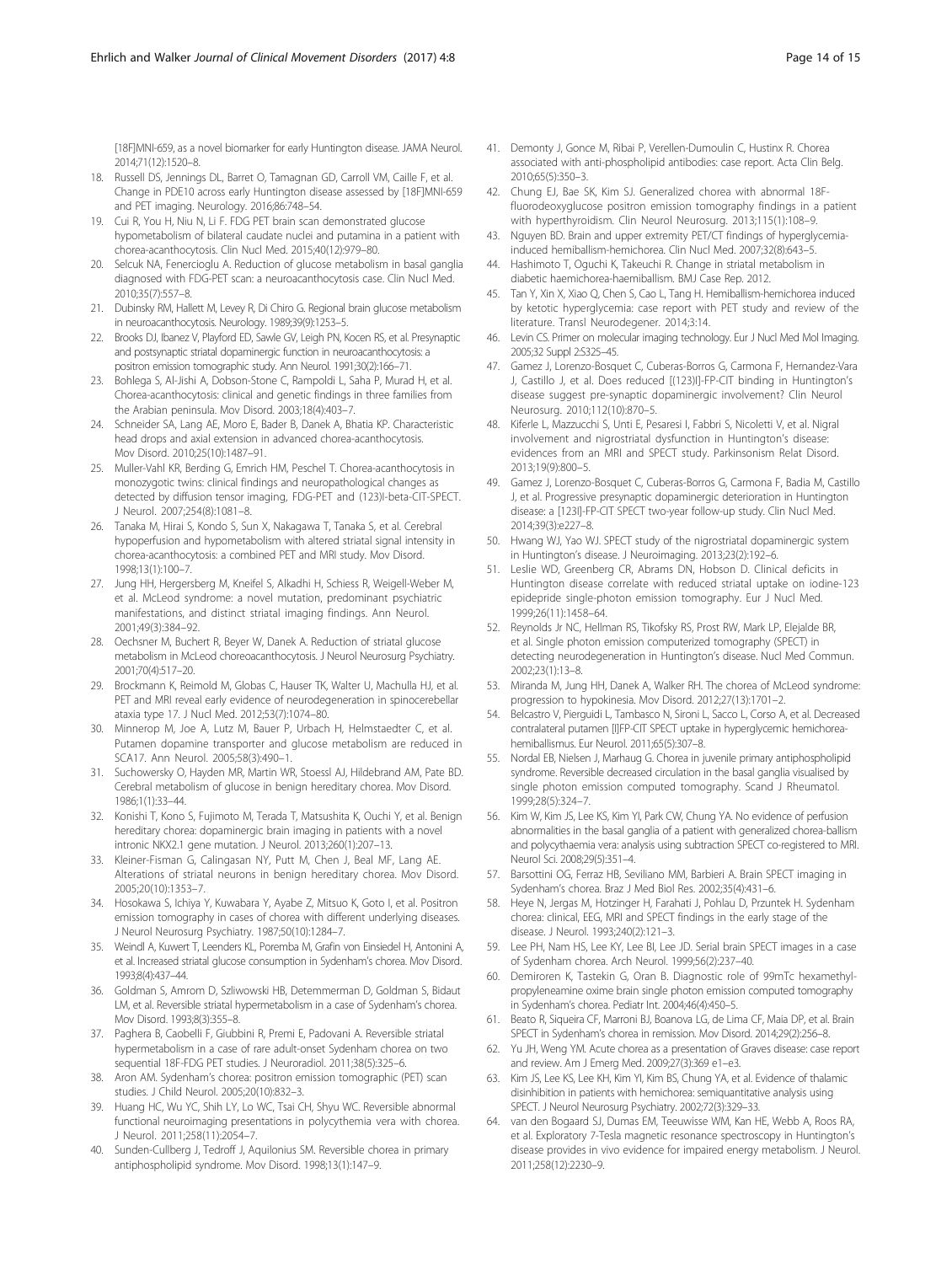[18F]MNI-659, as a novel biomarker for early Huntington disease. JAMA Neurol. 2014;71(12):1520–8.

18. Russell DS, Jennings DL, Barret O, Tamagnan GD, Carroll VM, Caille F, et al. Change in PDE10 across early Huntington disease assessed by [18F]MNI-659 and PET imaging. Neurology. 2016;86:748–54.
19. Cui R, You H, Niu N, Li F. FDG PET brain scan demonstrated glucose hypometabolism of bilateral caudate nuclei and putamina in a patient with chorea-acanthocytosis. Clin Nucl Med. 2015;40(12):979–80.
20. Selcuk NA, Fenercioglu A. Reduction of glucose metabolism in basal ganglia diagnosed with FDG-PET scan: a neuroacanthocytosis case. Clin Nucl Med. 2010;35(7):557–8.
21. Dubinsky RM, Hallett M, Levey R, Di Chiro G. Regional brain glucose metabolism in neuroacanthocytosis. Neurology. 1989;39(9):1253–5.
22. Brooks DJ, Ibanez V, Playford ED, Sawle GV, Leigh PN, Kocen RS, et al. Presynaptic and postsynaptic striatal dopaminergic function in neuroacanthocytosis: a positron emission tomographic study. Ann Neurol. 1991;30(2):166–71.
23. Bohlega S, Al-Jishi A, Dobson-Stone C, Rampoldi L, Saha P, Murad H, et al. Chorea-acanthocytosis: clinical and genetic findings in three families from the Arabian peninsula. Mov Disord. 2003;18(4):403–7.
24. Schneider SA, Lang AE, Moro E, Bader B, Danek A, Bhatia KP. Characteristic head drops and axial extension in advanced chorea-acanthocytosis. Mov Disord. 2010;25(10):1487–91.
25. Muller-Vahl KR, Berding G, Emrich HM, Peschel T. Chorea-acanthocytosis in monozygotic twins: clinical findings and neuropathological changes as detected by diffusion tensor imaging, FDG-PET and (123)I-beta-CIT-SPECT. J Neurol. 2007;254(8):1081–8.
26. Tanaka M, Hirai S, Kondo S, Sun X, Nakagawa T, Tanaka S, et al. Cerebral hypoperfusion and hypometabolism with altered striatal signal intensity in chorea-acanthocytosis: a combined PET and MRI study. Mov Disord. 1998;13(1):100–7.
27. Jung HH, Hergersberg M, Kneifel S, Alkadhi H, Schiess R, Weigell-Weber M, et al. McLeod syndrome: a novel mutation, predominant psychiatric manifestations, and distinct striatal imaging findings. Ann Neurol. 2001;49(3):384–92.
28. Oechsner M, Buchert R, Beyer W, Danek A. Reduction of striatal glucose metabolism in McLeod choreoacanthocytosis. J Neurol Neurosurg Psychiatry. 2001;70(4):517–20.
29. Brockmann K, Reimold M, Globas C, Hauser TK, Walter U, Machulla HJ, et al. PET and MRI reveal early evidence of neurodegeneration in spinocerebellar ataxia type 17. J Nucl Med. 2012;53(7):1074–80.
30. Minnerop M, Joe A, Lutz M, Bauer P, Urbach H, Helmstaedter C, et al. Putamen dopamine transporter and glucose metabolism are reduced in SCA17. Ann Neurol. 2005;58(3):490–1.
31. Suchowersky O, Hayden MR, Martin WR, Stoessl AJ, Hildebrand AM, Pate BD. Cerebral metabolism of glucose in benign hereditary chorea. Mov Disord. 1986;1(1):33–44.
32. Konishi T, Kono S, Fujimoto M, Terada T, Matsushita K, Ouchi Y, et al. Benign hereditary chorea: dopaminergic brain imaging in patients with a novel intronic NKX2.1 gene mutation. J Neurol. 2013;260(1):207–13.
33. Kleiner-Fisman G, Calingasan NY, Putt M, Chen J, Beal MF, Lang AE. Alterations of striatal neurons in benign hereditary chorea. Mov Disord. 2005;20(10):1353–7.
34. Hosokawa S, Ichiya Y, Kuwabara Y, Ayabe Z, Mitsuo K, Goto I, et al. Positron emission tomography in cases of chorea with different underlying diseases. J Neurol Neurosurg Psychiatry. 1987;50(10):1284–7.
35. Weindl A, Kuwert T, Leenders KL, Poremba M, Grafin von Einsiedel H, Antonini A, et al. Increased striatal glucose consumption in Sydenham's chorea. Mov Disord. 1993;8(4):437–44.
36. Goldman S, Amrom D, Szliwowski HB, Detemmerman D, Goldman S, Bidaut LM, et al. Reversible striatal hypermetabolism in a case of Sydenham's chorea. Mov Disord. 1993;8(3):355–8.
37. Paghera B, Caobelli F, Giubbini R, Premi E, Padovani A. Reversible striatal hypermetabolism in a case of rare adult-onset Sydenham chorea on two sequential 18F-FDG PET studies. J Neuroradiol. 2011;38(5):325–6.
38. Aron AM. Sydenham's chorea: positron emission tomographic (PET) scan studies. J Child Neurol. 2005;20(10):832–3.
39. Huang HC, Wu YC, Shih LY, Lo WC, Tsai CH, Shyu WC. Reversible abnormal functional neuroimaging presentations in polycythemia vera with chorea. J Neurol. 2011;258(11):2054–7.
40. Sunden-Cullberg J, Tedroff J, Aquilonius SM. Reversible chorea in primary antiphospholipid syndrome. Mov Disord. 1998;13(1):147–9.
41. Demonty J, Gonce M, Ribai P, Verellen-Dumoulin C, Hustinx R. Chorea associated with anti-phospholipid antibodies: case report. Acta Clin Belg. 2010;65(5):350–3.
42. Chung EJ, Bae SK, Kim SJ. Generalized chorea with abnormal 18F-fluorodeoxyglucose positron emission tomography findings in a patient with hyperthyroidism. Clin Neurol Neurosurg. 2013;115(1):108–9.
43. Nguyen BD. Brain and upper extremity PET/CT findings of hyperglycemia-induced hemiballism-hemichorea. Clin Nucl Med. 2007;32(8):643–5.
44. Hashimoto T, Oguchi K, Takeuchi R. Change in striatal metabolism in diabetic haemichorea-haemiballism. BMJ Case Rep. 2012.
45. Tan Y, Xin X, Xiao Q, Chen S, Cao L, Tang H. Hemiballism-hemichorea induced by ketotic hyperglycemia: case report with PET study and review of the literature. Transl Neurodegener. 2014;3:14.
46. Levin CS. Primer on molecular imaging technology. Eur J Nucl Med Mol Imaging. 2005;32 Suppl 2:S325–45.
47. Gamez J, Lorenzo-Bosquet C, Cuberas-Borros G, Carmona F, Hernandez-Vara J, Castillo J, et al. Does reduced [(123)I]-FP-CIT binding in Huntington's disease suggest pre-synaptic dopaminergic involvement? Clin Neurol Neurosurg. 2010;112(10):870–5.
48. Kiferle L, Mazzucchi S, Unti E, Pesaresi I, Fabbri S, Nicoletti V, et al. Nigral involvement and nigrostriatal dysfunction in Huntington's disease: evidences from an MRI and SPECT study. Parkinsonism Relat Disord. 2013;19(9):800–5.
49. Gamez J, Lorenzo-Bosquet C, Cuberas-Borros G, Carmona F, Badia M, Castillo J, et al. Progressive presynaptic dopaminergic deterioration in Huntington disease: a [123I]-FP-CIT SPECT two-year follow-up study. Clin Nucl Med. 2014;39(3):e227–8.
50. Hwang WJ, Yao WJ. SPECT study of the nigrostriatal dopaminergic system in Huntington's disease. J Neuroimaging. 2013;23(2):192–6.
51. Leslie WD, Greenberg CR, Abrams DN, Hobson D. Clinical deficits in Huntington disease correlate with reduced striatal uptake on iodine-123 epidepride single-photon emission tomography. Eur J Nucl Med. 1999;26(11):1458–64.
52. Reynolds Jr NC, Hellman RS, Tikofsky RS, Prost RW, Mark LP, Elejalde BR, et al. Single photon emission computerized tomography (SPECT) in detecting neurodegeneration in Huntington's disease. Nucl Med Commun. 2002;23(1):13–8.
53. Miranda M, Jung HH, Danek A, Walker RH. The chorea of McLeod syndrome: progression to hypokinesia. Mov Disord. 2012;27(13):1701–2.
54. Belcastro V, Pierguidi L, Tambasco N, Sironi L, Sacco L, Corso A, et al. Decreased contralateral putamen [I]FP-CIT SPECT uptake in hyperglycemic hemichorea-hemiballismus. Eur Neurol. 2011;65(5):307–8.
55. Nordal EB, Nielsen J, Marhaug G. Chorea in juvenile primary antiphospholipid syndrome. Reversible decreased circulation in the basal ganglia visualised by single photon emission computed tomography. Scand J Rheumatol. 1999;28(5):324–7.
56. Kim W, Kim JS, Lee KS, Kim YI, Park CW, Chung YA. No evidence of perfusion abnormalities in the basal ganglia of a patient with generalized chorea-ballism and polycythaemia vera: analysis using subtraction SPECT co-registered to MRI. Neurol Sci. 2008;29(5):351–4.
57. Barsottini OG, Ferraz HB, Seviliano MM, Barbieri A. Brain SPECT imaging in Sydenham's chorea. Braz J Med Biol Res. 2002;35(4):431–6.
58. Heye N, Jergas M, Hotzinger H, Farahati J, Pohlau D, Przuntek H. Sydenham chorea: clinical, EEG, MRI and SPECT findings in the early stage of the disease. J Neurol. 1993;240(2):121–3.
59. Lee PH, Nam HS, Lee KY, Lee BI, Lee JD. Serial brain SPECT images in a case of Sydenham chorea. Arch Neurol. 1999;56(2):237–40.
60. Demiroren K, Tastekin G, Oran B. Diagnostic role of 99mTc hexamethyl-propyleneamine oxime brain single photon emission computed tomography in Sydenham's chorea. Pediatr Int. 2004;46(4):450–5.
61. Beato R, Siqueira CF, Marroni BJ, Boanova LG, de Lima CF, Maia DP, et al. Brain SPECT in Sydenham's chorea in remission. Mov Disord. 2014;29(2):256–8.
62. Yu JH, Weng YM. Acute chorea as a presentation of Graves disease: case report and review. Am J Emerg Med. 2009;27(3):369 e1–e3.
63. Kim JS, Lee KS, Lee KH, Kim YI, Kim BS, Chung YA, et al. Evidence of thalamic disinhibition in patients with hemichorea: semiquantitative analysis using SPECT. J Neurol Neurosurg Psychiatry. 2002;72(3):329–33.
64. van den Bogaard SJ, Dumas EM, Teeuwisse WM, Kan HE, Webb A, Roos RA, et al. Exploratory 7-Tesla magnetic resonance spectroscopy in Huntington's disease provides in vivo evidence for impaired energy metabolism. J Neurol. 2011;258(12):2230–9.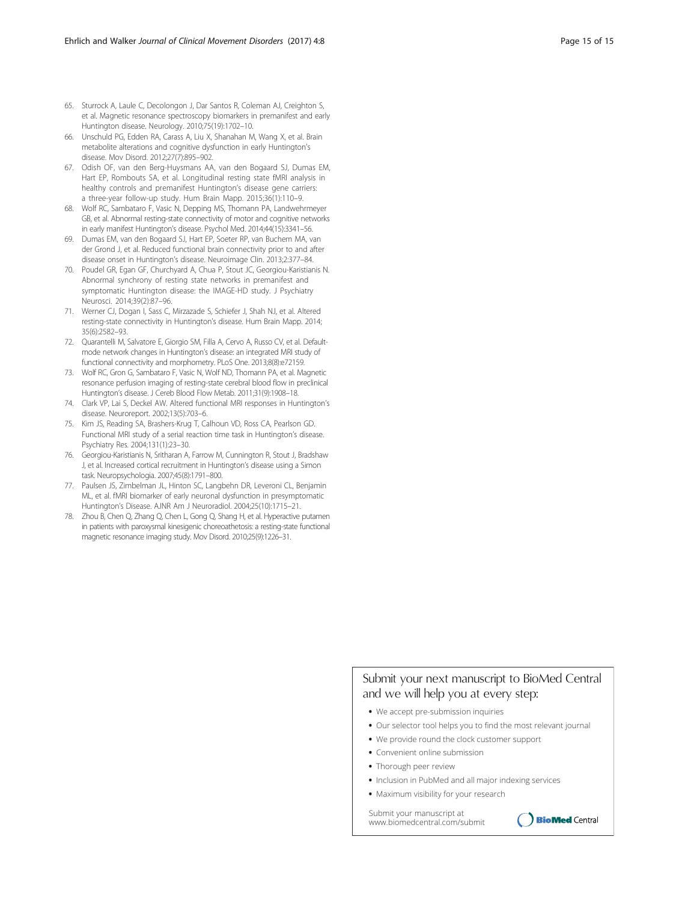65. Sturrock A, Laule C, Decolongon J, Dar Santos R, Coleman AJ, Creighton S, et al. Magnetic resonance spectroscopy biomarkers in premanifest and early Huntington disease. Neurology. 2010;75(19):1702–10.
66. Unschuld PG, Edden RA, Carass A, Liu X, Shanahan M, Wang X, et al. Brain metabolite alterations and cognitive dysfunction in early Huntington's disease. Mov Disord. 2012;27(7):895–902.
67. Odish OF, van den Berg-Huysmans AA, van den Bogaard SJ, Dumas EM, Hart EP, Rombouts SA, et al. Longitudinal resting state fMRI analysis in healthy controls and premanifest Huntington's disease gene carriers: a three-year follow-up study. Hum Brain Mapp. 2015;36(1):110–9.
68. Wolf RC, Sambataro F, Vasic N, Depping MS, Thomann PA, Landwehrmeyer GB, et al. Abnormal resting-state connectivity of motor and cognitive networks in early manifest Huntington's disease. Psychol Med. 2014;44(15):3341–56.
69. Dumas EM, van den Bogaard SJ, Hart EP, Soeter RP, van Buchem MA, van der Grond J, et al. Reduced functional brain connectivity prior to and after disease onset in Huntington's disease. Neuroimage Clin. 2013;2:377–84.
70. Poudel GR, Egan GF, Churchyard A, Chua P, Stout JC, Georgiou-Karistianis N. Abnormal synchrony of resting state networks in premanifest and symptomatic Huntington disease: the IMAGE-HD study. J Psychiatry Neurosci. 2014;39(2):87–96.
71. Werner CJ, Dogan I, Sass C, Mirzazade S, Schiefer J, Shah NJ, et al. Altered resting-state connectivity in Huntington's disease. Hum Brain Mapp. 2014; 35(6):2582–93.
72. Quarantelli M, Salvatore E, Giorgio SM, Filla A, Cervo A, Russo CV, et al. Default-mode network changes in Huntington's disease: an integrated MRI study of functional connectivity and morphometry. PLoS One. 2013;8(8):e72159.
73. Wolf RC, Gron G, Sambataro F, Vasic N, Wolf ND, Thomann PA, et al. Magnetic resonance perfusion imaging of resting-state cerebral blood flow in preclinical Huntington's disease. J Cereb Blood Flow Metab. 2011;31(9):1908–18.
74. Clark VP, Lai S, Deckel AW. Altered functional MRI responses in Huntington's disease. Neuroreport. 2002;13(5):703–6.
75. Kim JS, Reading SA, Brashers-Krug T, Calhoun VD, Ross CA, Pearlson GD. Functional MRI study of a serial reaction time task in Huntington's disease. Psychiatry Res. 2004;131(1):23–30.
76. Georgiou-Karistianis N, Sritharan A, Farrow M, Cunnington R, Stout J, Bradshaw J, et al. Increased cortical recruitment in Huntington's disease using a Simon task. Neuropsychologia. 2007;45(8):1791–800.
77. Paulsen JS, Zimbelman JL, Hinton SC, Langbehn DR, Leveroni CL, Benjamin ML, et al. fMRI biomarker of early neuronal dysfunction in presymptomatic Huntington's Disease. AJNR Am J Neuroradiol. 2004;25(10):1715–21.
78. Zhou B, Chen Q, Zhang Q, Chen L, Gong Q, Shang H, et al. Hyperactive putamen in patients with paroxysmal kinesigenic choreoathetosis: a resting-state functional magnetic resonance imaging study. Mov Disord. 2010;25(9):1226–31.

Submit your next manuscript to BioMed Central and we will help you at every step:

- We accept pre-submission inquiries
- Our selector tool helps you to find the most relevant journal
- We provide round the clock customer support
- Convenient online submission
- Thorough peer review
- Inclusion in PubMed and all major indexing services
- Maximum visibility for your research

Submit your manuscript at
www.biomedcentral.com/submit

BioMed Central